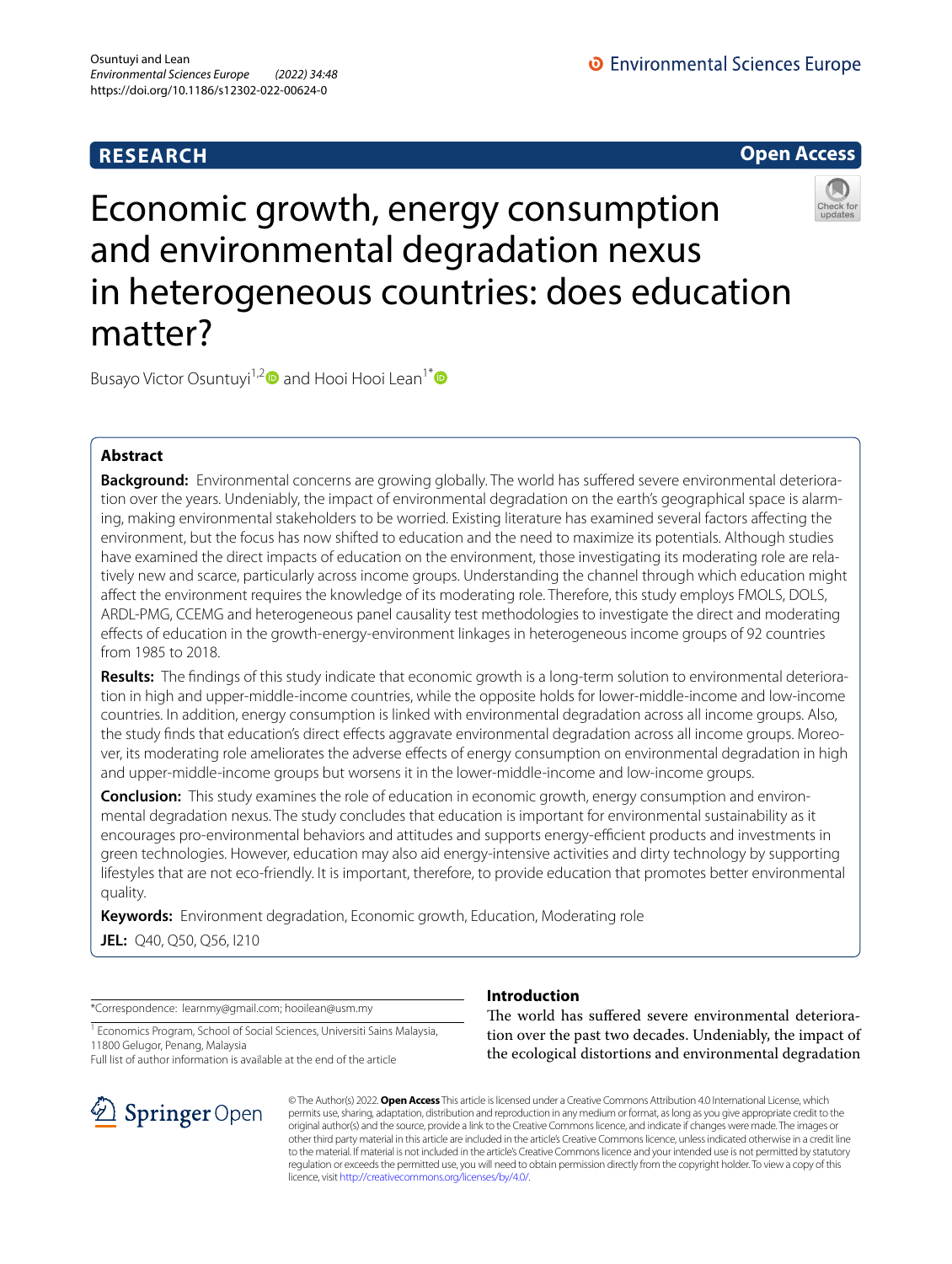RESEARCH

Open Access

# Economic growth, energy consumption and environmental degradation nexus in heterogeneous countries: does education matter?

Busayo Victor Osuntuyi[1,2] and Hooi Hooi Lean[1*]

## Abstract

**Background:** Environmental concerns are growing globally. The world has suffered severe environmental deterioration over the years. Undeniably, the impact of environmental degradation on the earth's geographical space is alarming, making environmental stakeholders to be worried. Existing literature has examined several factors affecting the environment, but the focus has now shifted to education and the need to maximize its potentials. Although studies have examined the direct impacts of education on the environment, those investigating its moderating role are relatively new and scarce, particularly across income groups. Understanding the channel through which education might affect the environment requires the knowledge of its moderating role. Therefore, this study employs FMOLS, DOLS, ARDL-PMG, CCEMG and heterogeneous panel causality test methodologies to investigate the direct and moderating effects of education in the growth-energy-environment linkages in heterogeneous income groups of 92 countries from 1985 to 2018.

**Results:** The findings of this study indicate that economic growth is a long-term solution to environmental deterioration in high and upper-middle-income countries, while the opposite holds for lower-middle-income and low-income countries. In addition, energy consumption is linked with environmental degradation across all income groups. Also, the study finds that education's direct effects aggravate environmental degradation across all income groups. Moreover, its moderating role ameliorates the adverse effects of energy consumption on environmental degradation in high and upper-middle-income groups but worsens it in the lower-middle-income and low-income groups.

**Conclusion:** This study examines the role of education in economic growth, energy consumption and environmental degradation nexus. The study concludes that education is important for environmental sustainability as it encourages pro-environmental behaviors and attitudes and supports energy-efficient products and investments in green technologies. However, education may also aid energy-intensive activities and dirty technology by supporting lifestyles that are not eco-friendly. It is important, therefore, to provide education that promotes better environmental quality.

**Keywords:** Environment degradation, Economic growth, Education, Moderating role

**JEL:** Q40, Q50, Q56, I210

*Correspondence: learnmy@gmail.com; hooilean@usm.my

[1] Economics Program, School of Social Sciences, Universiti Sains Malaysia, 11800 Gelugor, Penang, Malaysia

Full list of author information is available at the end of the article

## Introduction

The world has suffered severe environmental deterioration over the past two decades. Undeniably, the impact of the ecological distortions and environmental degradation

© The Author(s) 2022. **Open Access** This article is licensed under a Creative Commons Attribution 4.0 International License, which permits use, sharing, adaptation, distribution and reproduction in any medium or format, as long as you give appropriate credit to the original author(s) and the source, provide a link to the Creative Commons licence, and indicate if changes were made. The images or other third party material in this article are included in the article's Creative Commons licence, unless indicated otherwise in a credit line to the material. If material is not included in the article's Creative Commons licence and your intended use is not permitted by statutory regulation or exceeds the permitted use, you will need to obtain permission directly from the copyright holder. To view a copy of this licence, visit http://creativecommons.org/licenses/by/4.0/.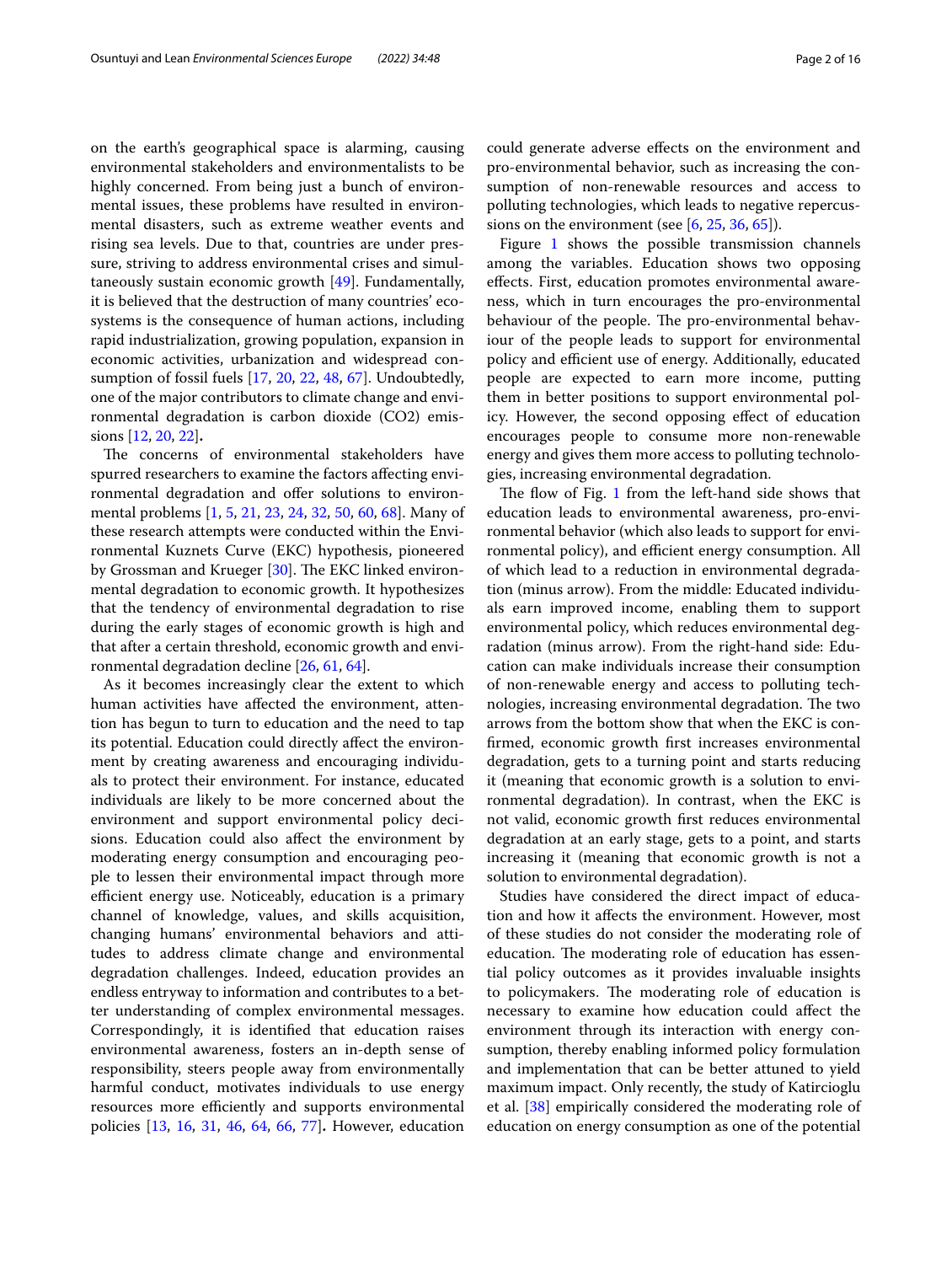on the earth's geographical space is alarming, causing environmental stakeholders and environmentalists to be highly concerned. From being just a bunch of environmental issues, these problems have resulted in environmental disasters, such as extreme weather events and rising sea levels. Due to that, countries are under pressure, striving to address environmental crises and simultaneously sustain economic growth [49]. Fundamentally, it is believed that the destruction of many countries' ecosystems is the consequence of human actions, including rapid industrialization, growing population, expansion in economic activities, urbanization and widespread consumption of fossil fuels [17, 20, 22, 48, 67]. Undoubtedly, one of the major contributors to climate change and environmental degradation is carbon dioxide ($CO2$) emissions [12, 20, 22]**.**

The concerns of environmental stakeholders have spurred researchers to examine the factors affecting environmental degradation and offer solutions to environmental problems [1, 5, 21, 23, 24, 32, 50, 60, 68]. Many of these research attempts were conducted within the Environmental Kuznets Curve (EKC) hypothesis, pioneered by Grossman and Krueger [30]. The EKC linked environmental degradation to economic growth. It hypothesizes that the tendency of environmental degradation to rise during the early stages of economic growth is high and that after a certain threshold, economic growth and environmental degradation decline [26, 61, 64].

As it becomes increasingly clear the extent to which human activities have affected the environment, attention has begun to turn to education and the need to tap its potential. Education could directly affect the environment by creating awareness and encouraging individuals to protect their environment. For instance, educated individuals are likely to be more concerned about the environment and support environmental policy decisions. Education could also affect the environment by moderating energy consumption and encouraging people to lessen their environmental impact through more efficient energy use. Noticeably, education is a primary channel of knowledge, values, and skills acquisition, changing humans' environmental behaviors and attitudes to address climate change and environmental degradation challenges. Indeed, education provides an endless entryway to information and contributes to a better understanding of complex environmental messages. Correspondingly, it is identified that education raises environmental awareness, fosters an in-depth sense of responsibility, steers people away from environmentally harmful conduct, motivates individuals to use energy resources more efficiently and supports environmental policies [13, 16, 31, 46, 64, 66, 77]**.** However, education could generate adverse effects on the environment and pro-environmental behavior, such as increasing the consumption of non-renewable resources and access to polluting technologies, which leads to negative repercussions on the environment (see [6, 25, 36, 65]).

Figure 1 shows the possible transmission channels among the variables. Education shows two opposing effects. First, education promotes environmental awareness, which in turn encourages the pro-environmental behaviour of the people. The pro-environmental behaviour of the people leads to support for environmental policy and efficient use of energy. Additionally, educated people are expected to earn more income, putting them in better positions to support environmental policy. However, the second opposing effect of education encourages people to consume more non-renewable energy and gives them more access to polluting technologies, increasing environmental degradation.

The flow of Fig. 1 from the left-hand side shows that education leads to environmental awareness, pro-environmental behavior (which also leads to support for environmental policy), and efficient energy consumption. All of which lead to a reduction in environmental degradation (minus arrow). From the middle: Educated individuals earn improved income, enabling them to support environmental policy, which reduces environmental degradation (minus arrow). From the right-hand side: Education can make individuals increase their consumption of non-renewable energy and access to polluting technologies, increasing environmental degradation. The two arrows from the bottom show that when the EKC is confirmed, economic growth first increases environmental degradation, gets to a turning point and starts reducing it (meaning that economic growth is a solution to environmental degradation). In contrast, when the EKC is not valid, economic growth first reduces environmental degradation at an early stage, gets to a point, and starts increasing it (meaning that economic growth is not a solution to environmental degradation).

Studies have considered the direct impact of education and how it affects the environment. However, most of these studies do not consider the moderating role of education. The moderating role of education has essential policy outcomes as it provides invaluable insights to policymakers. The moderating role of education is necessary to examine how education could affect the environment through its interaction with energy consumption, thereby enabling informed policy formulation and implementation that can be better attuned to yield maximum impact. Only recently, the study of Katircioglu et al. [38] empirically considered the moderating role of education on energy consumption as one of the potential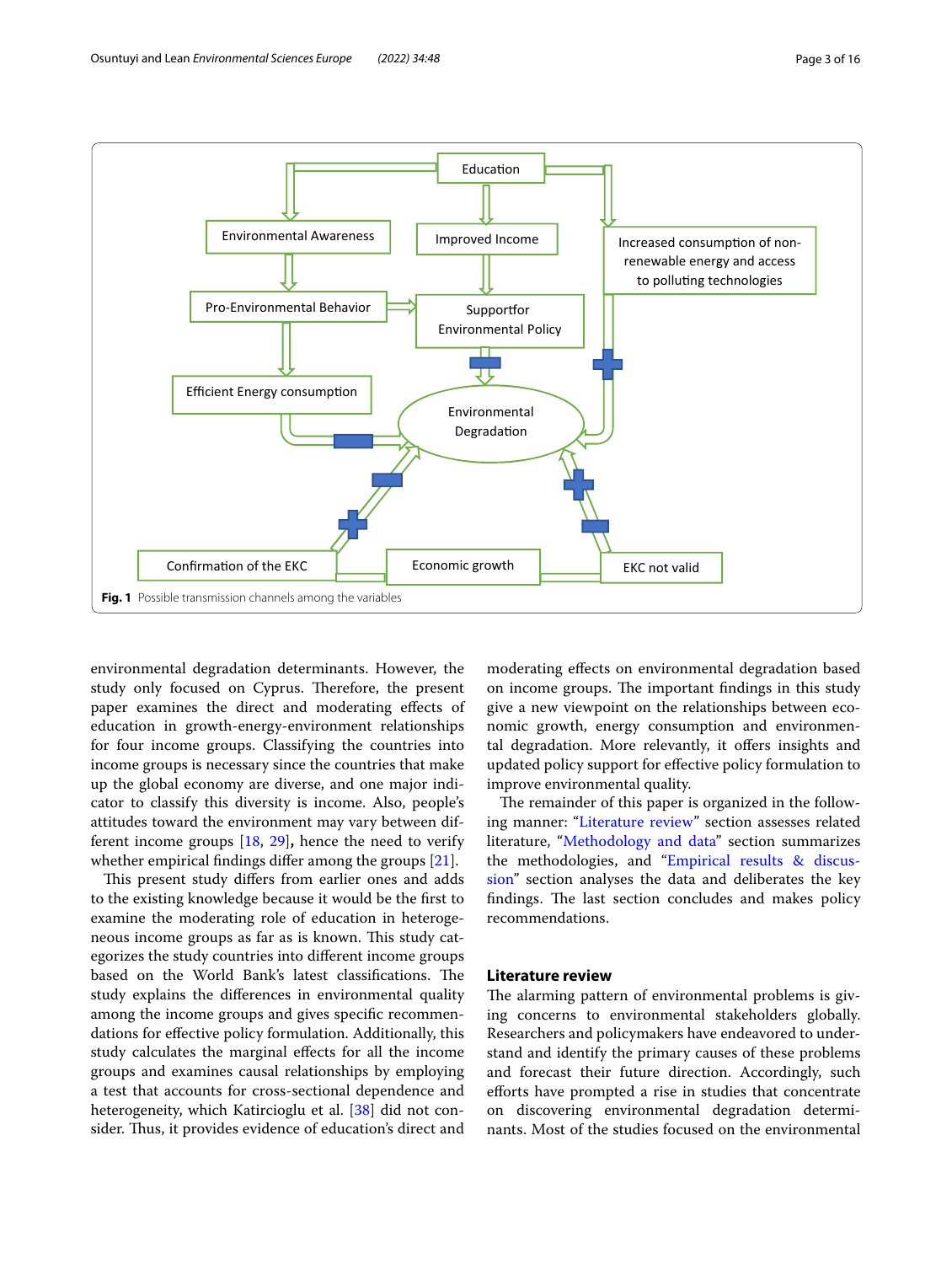Fig. 1 Possible transmission channels among the variables

environmental degradation determinants. However, the study only focused on Cyprus. Therefore, the present paper examines the direct and moderating effects of education in growth-energy-environment relationships for four income groups. Classifying the countries into income groups is necessary since the countries that make up the global economy are diverse, and one major indicator to classify this diversity is income. Also, people's attitudes toward the environment may vary between different income groups [18, 29], hence the need to verify whether empirical findings differ among the groups [21].

This present study differs from earlier ones and adds to the existing knowledge because it would be the first to examine the moderating role of education in heterogeneous income groups as far as is known. This study categorizes the study countries into different income groups based on the World Bank's latest classifications. The study explains the differences in environmental quality among the income groups and gives specific recommendations for effective policy formulation. Additionally, this study calculates the marginal effects for all the income groups and examines causal relationships by employing a test that accounts for cross-sectional dependence and heterogeneity, which Katircioglu et al. [38] did not consider. Thus, it provides evidence of education's direct and moderating effects on environmental degradation based on income groups. The important findings in this study give a new viewpoint on the relationships between economic growth, energy consumption and environmental degradation. More relevantly, it offers insights and updated policy support for effective policy formulation to improve environmental quality.

The remainder of this paper is organized in the following manner: "Literature review" section assesses related literature, "Methodology and data" section summarizes the methodologies, and "Empirical results & discussion" section analyses the data and deliberates the key findings. The last section concludes and makes policy recommendations.

## Literature review

The alarming pattern of environmental problems is giving concerns to environmental stakeholders globally. Researchers and policymakers have endeavored to understand and identify the primary causes of these problems and forecast their future direction. Accordingly, such efforts have prompted a rise in studies that concentrate on discovering environmental degradation determinants. Most of the studies focused on the environmental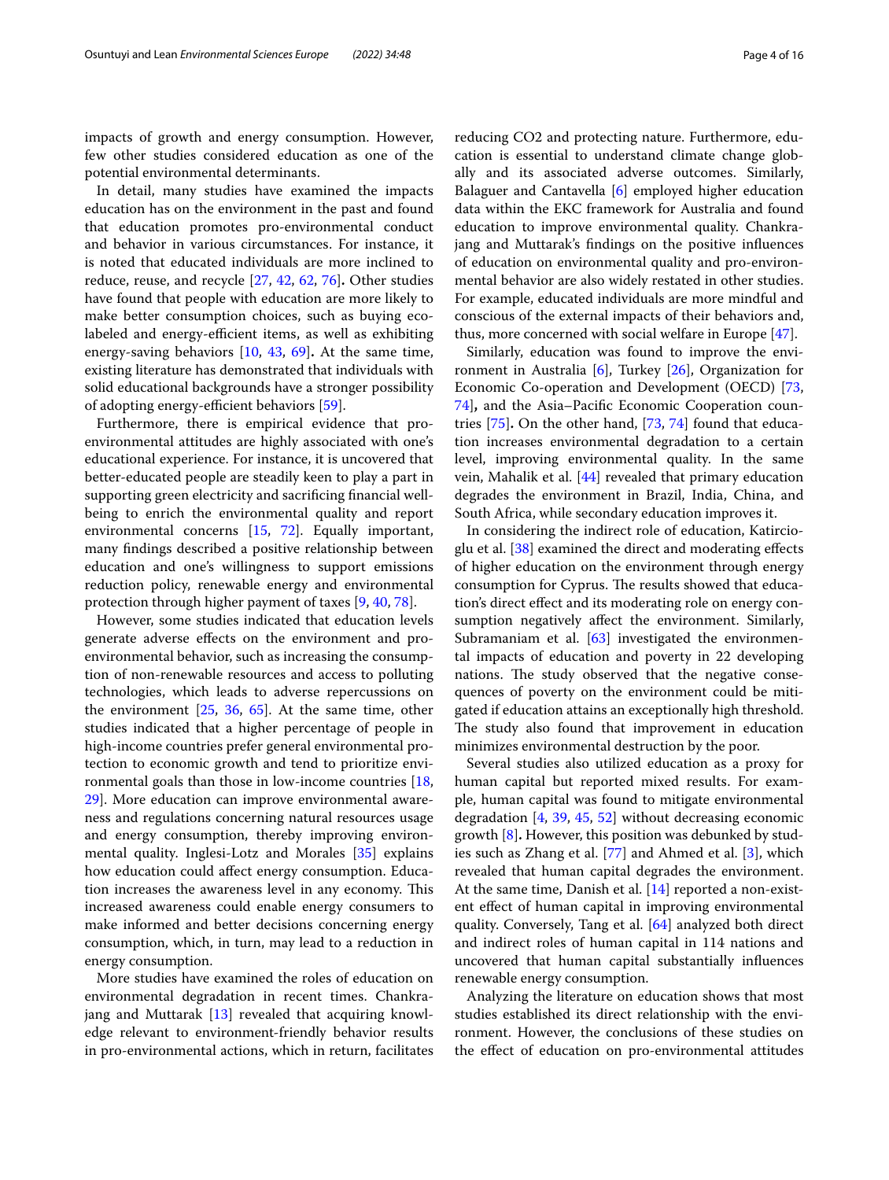impacts of growth and energy consumption. However, few other studies considered education as one of the potential environmental determinants.

In detail, many studies have examined the impacts education has on the environment in the past and found that education promotes pro-environmental conduct and behavior in various circumstances. For instance, it is noted that educated individuals are more inclined to reduce, reuse, and recycle [27, 42, 62, 76]**.** Other studies have found that people with education are more likely to make better consumption choices, such as buying eco-labeled and energy-efficient items, as well as exhibiting energy-saving behaviors [10, 43, 69]**.** At the same time, existing literature has demonstrated that individuals with solid educational backgrounds have a stronger possibility of adopting energy-efficient behaviors [59].

Furthermore, there is empirical evidence that pro-environmental attitudes are highly associated with one's educational experience. For instance, it is uncovered that better-educated people are steadily keen to play a part in supporting green electricity and sacrificing financial well-being to enrich the environmental quality and report environmental concerns [15, 72]. Equally important, many findings described a positive relationship between education and one's willingness to support emissions reduction policy, renewable energy and environmental protection through higher payment of taxes [9, 40, 78].

However, some studies indicated that education levels generate adverse effects on the environment and pro-environmental behavior, such as increasing the consumption of non-renewable resources and access to polluting technologies, which leads to adverse repercussions on the environment [25, 36, 65]. At the same time, other studies indicated that a higher percentage of people in high-income countries prefer general environmental protection to economic growth and tend to prioritize environmental goals than those in low-income countries [18, 29]. More education can improve environmental awareness and regulations concerning natural resources usage and energy consumption, thereby improving environmental quality. Inglesi-Lotz and Morales [35] explains how education could affect energy consumption. Education increased the awareness level in any economy. This increased awareness could enable energy consumers to make informed and better decisions concerning energy consumption, which, in turn, may lead to a reduction in energy consumption.

More studies have examined the roles of education on environmental degradation in recent times. Chankrajang and Muttarak [13] revealed that acquiring knowledge relevant to environment-friendly behavior results in pro-environmental actions, which in return, facilitates reducing CO2 and protecting nature. Furthermore, education is essential to understand climate change globally and its associated adverse outcomes. Similarly, Balaguer and Cantavella [6] employed higher education data within the EKC framework for Australia and found education to improve environmental quality. Chankrajang and Muttarak's findings on the positive influences of education on environmental quality and pro-environmental behavior are also widely restated in other studies. For example, educated individuals are more mindful and conscious of the external impacts of their behaviors and, thus, more concerned with social welfare in Europe [47].

Similarly, education was found to improve the environment in Australia [6], Turkey [26], Organization for Economic Co-operation and Development (OECD) [73, 74]**,** and the Asia–Pacific Economic Cooperation countries [75]**.** On the other hand, [73, 74] found that education increases environmental degradation to a certain level, improving environmental quality. In the same vein, Mahalik et al. [44] revealed that primary education degrades the environment in Brazil, India, China, and South Africa, while secondary education improves it.

In considering the indirect role of education, Katircioglu et al. [38] examined the direct and moderating effects of higher education on the environment through energy consumption for Cyprus. The results showed that education's direct effect and its moderating role on energy consumption negatively affect the environment. Similarly, Subramaniam et al. [63] investigated the environmental impacts of education and poverty in 22 developing nations. The study observed that the negative consequences of poverty on the environment could be mitigated if education attains an exceptionally high threshold. The study also found that improvement in education minimizes environmental destruction by the poor.

Several studies also utilized education as a proxy for human capital but reported mixed results. For example, human capital was found to mitigate environmental degradation [4, 39, 45, 52] without decreasing economic growth [8]**.** However, this position was debunked by studies such as Zhang et al. [77] and Ahmed et al. [3], which revealed that human capital degrades the environment. At the same time, Danish et al. [14] reported a non-existent effect of human capital in improving environmental quality. Conversely, Tang et al. [64] analyzed both direct and indirect roles of human capital in 114 nations and uncovered that human capital substantially influences renewable energy consumption.

Analyzing the literature on education shows that most studies established its direct relationship with the environment. However, the conclusions of these studies on the effect of education on pro-environmental attitudes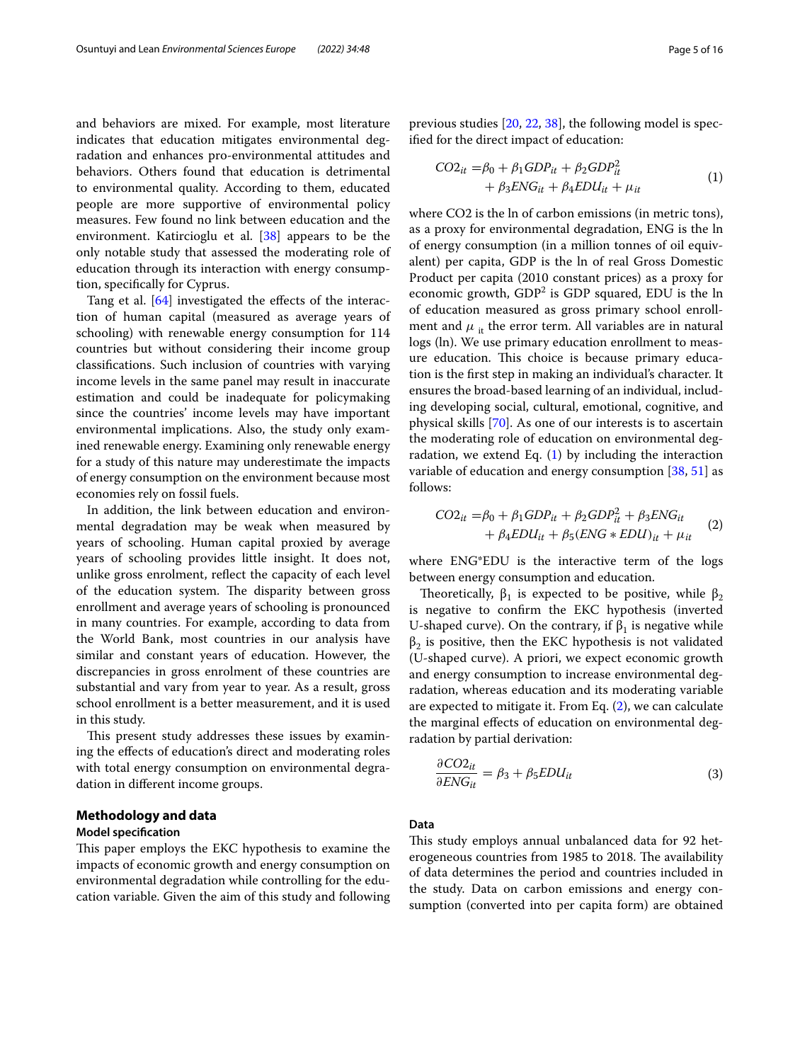and behaviors are mixed. For example, most literature indicates that education mitigates environmental degradation and enhances pro-environmental attitudes and behaviors. Others found that education is detrimental to environmental quality. According to them, educated people are more supportive of environmental policy measures. Few found no link between education and the environment. Katircioglu et al. [38] appears to be the only notable study that assessed the moderating role of education through its interaction with energy consumption, specifically for Cyprus.

Tang et al. [64] investigated the effects of the interaction of human capital (measured as average years of schooling) with renewable energy consumption for 114 countries but without considering their income group classifications. Such inclusion of countries with varying income levels in the same panel may result in inaccurate estimation and could be inadequate for policymaking since the countries' income levels may have important environmental implications. Also, the study only examined renewable energy. Examining only renewable energy for a study of this nature may underestimate the impacts of energy consumption on the environment because most economies rely on fossil fuels.

In addition, the link between education and environmental degradation may be weak when measured by years of schooling. Human capital proxied by average years of schooling provides little insight. It does not, unlike gross enrolment, reflect the capacity of each level of the education system. The disparity between gross enrollment and average years of schooling is pronounced in many countries. For example, according to data from the World Bank, most countries in our analysis have similar and constant years of education. However, the discrepancies in gross enrolment of these countries are substantial and vary from year to year. As a result, gross school enrollment is a better measurement, and it is used in this study.

This present study addresses these issues by examining the effects of education's direct and moderating roles with total energy consumption on environmental degradation in different income groups.

## Methodology and data

### Model specification

This paper employs the EKC hypothesis to examine the impacts of economic growth and energy consumption on environmental degradation while controlling for the education variable. Given the aim of this study and following previous studies [20, 22, 38], the following model is specified for the direct impact of education:

$$
\begin{aligned}
CO2_{it} =& \beta_0 + \beta_1 GDP_{it} + \beta_2 GDP_{it}^2 \\
&+ \beta_3 ENG_{it} + \beta_4 EDU_{it} + \mu_{it}
\end{aligned}
\tag{1}
$$

where CO2 is the ln of carbon emissions (in metric tons), as a proxy for environmental degradation, ENG is the ln of energy consumption (in a million tonnes of oil equivalent) per capita, GDP is the ln of real Gross Domestic Product per capita (2010 constant prices) as a proxy for economic growth, $GDP^2$ is GDP squared, EDU is the ln of education measured as gross primary school enrollment and $\mu_{it}$ the error term. All variables are in natural logs (ln). We use primary education enrollment to measure education. This choice is because primary education is the first step in making an individual's character. It ensures the broad-based learning of an individual, including developing social, cultural, emotional, cognitive, and physical skills [70]. As one of our interests is to ascertain the moderating role of education on environmental degradation, we extend Eq. (1) by including the interaction variable of education and energy consumption [38, 51] as follows:

$$
\begin{aligned}
CO2_{it} =& \beta_0 + \beta_1 GDP_{it} + \beta_2 GDP_{it}^2 + \beta_3 ENG_{it} \\
&+ \beta_4 EDU_{it} + \beta_5 (ENG * EDU)_{it} + \mu_{it}
\end{aligned}
\tag{2}
$$

where ENG*EDU is the interactive term of the logs between energy consumption and education.

Theoretically, $\beta_1$ is expected to be positive, while $\beta_2$ is negative to confirm the EKC hypothesis (inverted U-shaped curve). On the contrary, if $\beta_1$ is negative while $\beta_2$ is positive, then the EKC hypothesis is not validated (U-shaped curve). A priori, we expect economic growth and energy consumption to increase environmental degradation, whereas education and its moderating variable are expected to mitigate it. From Eq. (2), we can calculate the marginal effects of education on environmental degradation by partial derivation:

$$
\frac{\partial CO2_{it}}{\partial ENG_{it}} = \beta_3 + \beta_5 EDU_{it}
\tag{3}
$$

### Data

This study employs annual unbalanced data for 92 heterogeneous countries from 1985 to 2018. The availability of data determines the period and countries included in the study. Data on carbon emissions and energy consumption (converted into per capita form) are obtained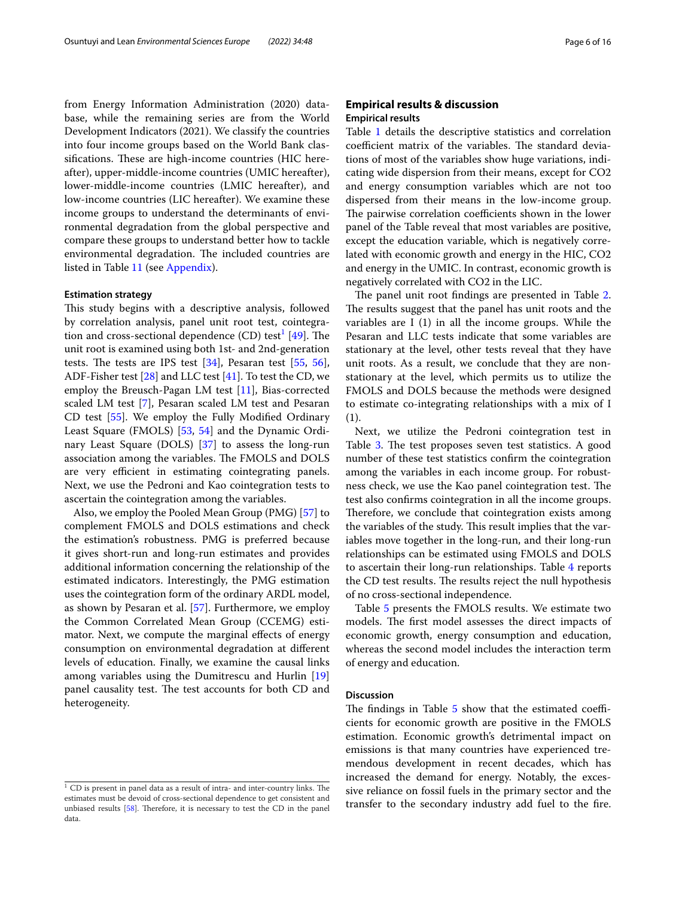from Energy Information Administration (2020) database, while the remaining series are from the World Development Indicators (2021). We classify the countries into four income groups based on the World Bank classifications. These are high-income countries (HIC hereafter), upper-middle-income countries (UMIC hereafter), lower-middle-income countries (LMIC hereafter), and low-income countries (LIC hereafter). We examine these income groups to understand the determinants of environmental degradation from the global perspective and compare these groups to understand better how to tackle environmental degradation. The included countries are listed in Table 11 (see Appendix).

#### Estimation strategy

This study begins with a descriptive analysis, followed by correlation analysis, panel unit root test, cointegration and cross-sectional dependence (CD) test[1] [49]. The unit root is examined using both 1st- and 2nd-generation tests. The tests are IPS test [34], Pesaran test [55, 56], ADF-Fisher test [28] and LLC test [41]. To test the CD, we employ the Breusch-Pagan LM test [11], Bias-corrected scaled LM test [7], Pesaran scaled LM test and Pesaran CD test [55]. We employ the Fully Modified Ordinary Least Square (FMOLS) [53, 54] and the Dynamic Ordinary Least Square (DOLS) [37] to assess the long-run association among the variables. The FMOLS and DOLS are very efficient in estimating cointegrating panels. Next, we use the Pedroni and Kao cointegrating tests to ascertain the cointegration among the variables.

Also, we employ the Pooled Mean Group (PMG) [57] to complement FMOLS and DOLS estimations and check the estimation's robustness. PMG is preferred because it gives short-run and long-run estimates and provides additional information concerning the relationship of the estimated indicators. Interestingly, the PMG estimation uses the cointegration form of the ordinary ARDL model, as shown by Pesaran et al. [57]. Furthermore, we employ the Common Correlated Mean Group (CCEMG) estimator. Next, we compute the marginal effects of energy consumption on environmental degradation at different levels of education. Finally, we examine the causal links among variables using the Dumitrescu and Hurlin [19] panel causality test. The test accounts for both CD and heterogeneity.

[1] CD is present in panel data as a result of intra- and inter-country links. The estimates must be devoid of cross-sectional dependence to get consistent and unbiased results [58]. Therefore, it is necessary to test the CD in the panel data.

## Empirical results & discussion

### Empirical results

Table 1 details the descriptive statistics and correlation coefficient matrix of the variables. The standard deviations of most of the variables show huge variations, indicating wide dispersion from their means, except for CO2 and energy consumption variables which are not too dispersed from their means in the low-income group. The pairwise correlation coefficients shown in the lower panel of the Table reveal that most variables are positive, except the education variable, which is negatively correlated with economic growth and energy in the HIC, CO2 and energy in the UMIC. In contrast, economic growth is negatively correlated with CO2 in the LIC.

The panel unit root findings are presented in Table 2. The results suggest that the panel has unit roots and the variables are I (1) in all the income groups. While the Pesaran and LLC tests indicate that some variables are stationary at the level, other tests reveal that they have unit roots. As a result, we conclude that they are non-stationary at the level, which permits us to utilize the FMOLS and DOLS because the methods were designed to estimate co-integrating relationships with a mix of I (1).

Next, we utilize the Pedroni cointegration test in Table 3. The test proposes seven test statistics. A good number of these test statistics confirm the cointegration among the variables in each income group. For robustness check, we use the Kao panel cointegration test. The test also confirms cointegration in all the income groups. Therefore, we conclude that cointegration exists among the variables of the study. This result implies that the variables move together in the long-run, and their long-run relationships can be estimated using FMOLS and DOLS to ascertain their long-run relationships. Table 4 reports the CD test results. The results reject the null hypothesis of no cross-sectional independence.

Table 5 presents the FMOLS results. We estimate two models. The first model assesses the direct impacts of economic growth, energy consumption and education, whereas the second model includes the interaction term of energy and education.

### Discussion

The findings in Table 5 show that the estimated coefficients for economic growth are positive in the FMOLS estimation. Economic growth's detrimental impact on emissions is that many countries have experienced tremendous development in recent decades, which has increased the demand for energy. Notably, the excessive reliance on fossil fuels in the primary sector and the transfer to the secondary industry add fuel to the fire.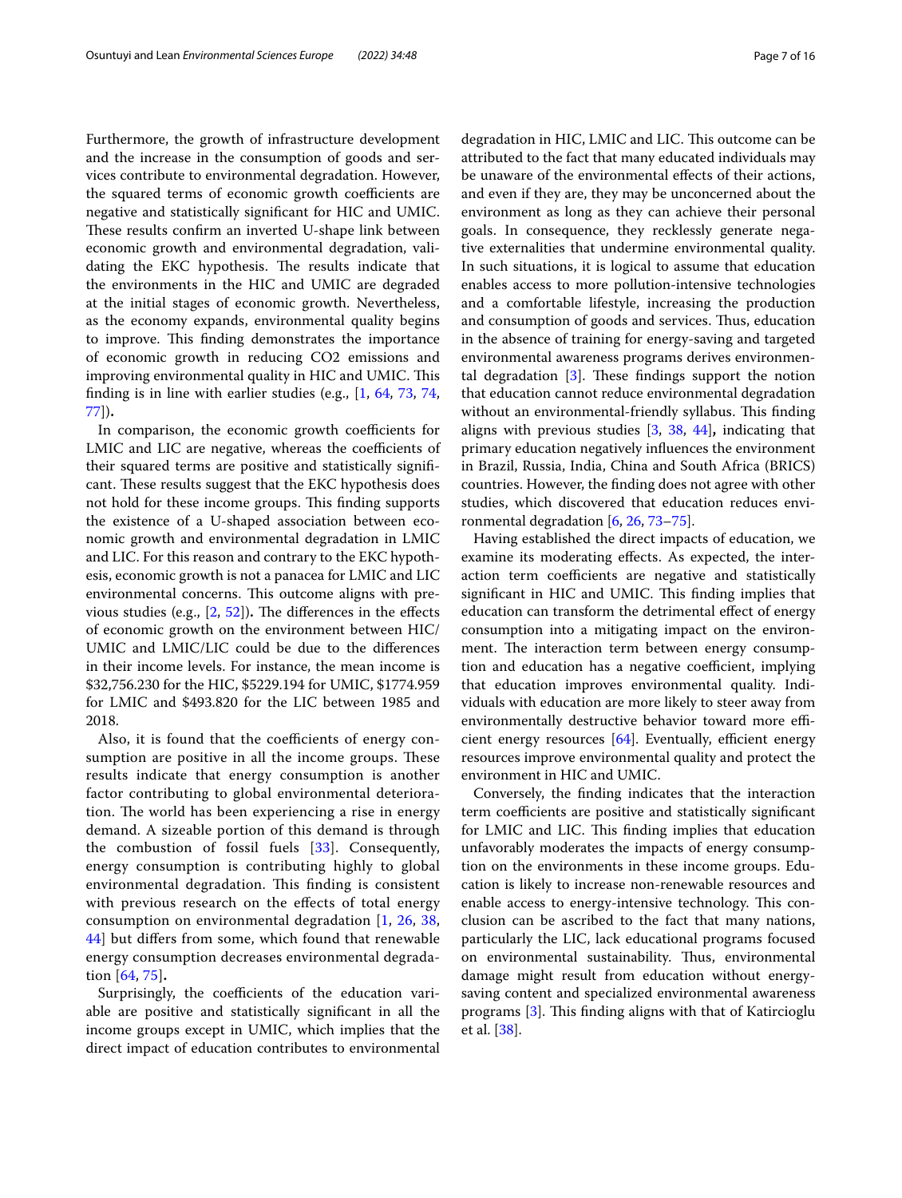Furthermore, the growth of infrastructure development and the increase in the consumption of goods and services contribute to environmental degradation. However, the squared terms of economic growth coefficients are negative and statistically significant for HIC and UMIC. These results confirm an inverted U-shape link between economic growth and environmental degradation, validating the EKC hypothesis. The results indicate that the environments in the HIC and UMIC are degraded at the initial stages of economic growth. Nevertheless, as the economy expands, environmental quality begins to improve. This finding demonstrates the importance of economic growth in reducing CO2 emissions and improving environmental quality in HIC and UMIC. This finding is in line with earlier studies (e.g., [1, 64, 73, 74, 77]).

In comparison, the economic growth coefficients for LMIC and LIC are negative, whereas the coefficients of their squared terms are positive and statistically significant. These results suggest that the EKC hypothesis does not hold for these income groups. This finding supports the existence of a U-shaped association between economic growth and environmental degradation in LMIC and LIC. For this reason and contrary to the EKC hypothesis, economic growth is not a panacea for LMIC and LIC environmental concerns. This outcome aligns with previous studies (e.g., [2, 52]). The differences in the effects of economic growth on the environment between HIC/UMIC and LMIC/LIC could be due to the differences in their income levels. For instance, the mean income is \$32,756.230 for the HIC, \$5229.194 for UMIC, \$1774.959 for LMIC and \$493.820 for the LIC between 1985 and 2018.

Also, it is found that the coefficients of energy consumption are positive in all the income groups. These results indicate that energy consumption is another factor contributing to global environmental deterioration. The world has been experiencing a rise in energy demand. A sizeable portion of this demand is through the combustion of fossil fuels [33]. Consequently, energy consumption is contributing highly to global environmental degradation. This finding is consistent with previous research on the effects of total energy consumption on environmental degradation [1, 26, 38, 44] but differs from some, which found that renewable energy consumption decreases environmental degradation [64, 75].

Surprisingly, the coefficients of the education variable are positive and statistically significant in all the income groups except in UMIC, which implies that the direct impact of education contributes to environmental degradation in HIC, LMIC and LIC. This outcome can be attributed to the fact that many educated individuals may be unaware of the environmental effects of their actions, and even if they are, they may be unconcerned about the environment as long as they can achieve their personal goals. In consequence, they recklessly generate negative externalities that undermine environmental quality. In such situations, it is logical to assume that education enables access to more pollution-intensive technologies and a comfortable lifestyle, increasing the production and consumption of goods and services. Thus, education in the absence of training for energy-saving and targeted environmental awareness programs derives environmental degradation [3]. These findings support the notion that education cannot reduce environmental degradation without an environmental-friendly syllabus. This finding aligns with previous studies [3, 38, 44], indicating that primary education negatively influences the environment in Brazil, Russia, India, China and South Africa (BRICS) countries. However, the finding does not agree with other studies, which discovered that education reduces environmental degradation [6, 26, 73–75].

Having established the direct impacts of education, we examine its moderating effects. As expected, the interaction term coefficients are negative and statistically significant in HIC and UMIC. This finding implies that education can transform the detrimental effect of energy consumption into a mitigating impact on the environment. The interaction term between energy consumption and education has a negative coefficient, implying that education improves environmental quality. Individuals with education are more likely to steer away from environmentally destructive behavior toward more efficient energy resources [64]. Eventually, efficient energy resources improve environmental quality and protect the environment in HIC and UMIC.

Conversely, the finding indicates that the interaction term coefficients are positive and statistically significant for LMIC and LIC. This finding implies that education unfavorably moderates the impacts of energy consumption on the environments in these income groups. Education is likely to increase non-renewable resources and enable access to energy-intensive technology. This conclusion can be ascribed to the fact that many nations, particularly the LIC, lack educational programs focused on environmental sustainability. Thus, environmental damage might result from education without energy-saving content and specialized environmental awareness programs [3]. This finding aligns with that of Katircioglu et al. [38].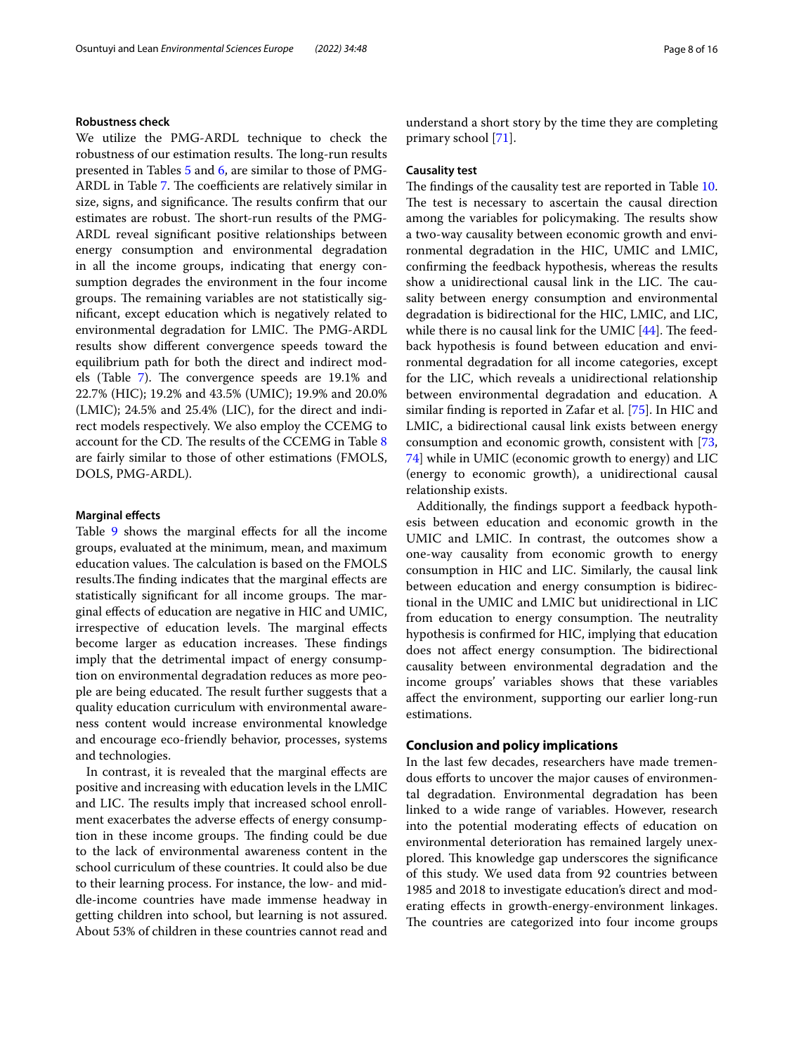#### Robustness check

We utilize the PMG-ARDL technique to check the robustness of our estimation results. The long-run results presented in Tables 5 and 6, are similar to those of PMG-ARDL in Table 7. The coefficients are relatively similar in size, signs, and significance. The results confirm that our estimates are robust. The short-run results of the PMG-ARDL reveal significant positive relationships between energy consumption and environmental degradation in all the income groups, indicating that energy consumption degrades the environment in the four income groups. The remaining variables are not statistically significant, except education which is negatively related to environmental degradation for LMIC. The PMG-ARDL results show different convergence speeds toward the equilibrium path for both the direct and indirect models (Table 7). The convergence speeds are 19.1% and 22.7% (HIC); 19.2% and 43.5% (UMIC); 19.9% and 20.0% (LMIC); 24.5% and 25.4% (LIC), for the direct and indirect models respectively. We also employ the CCEMG to account for the CD. The results of the CCEMG in Table 8 are fairly similar to those of other estimations (FMOLS, DOLS, PMG-ARDL).

#### Marginal effects

Table 9 shows the marginal effects for all the income groups, evaluated at the minimum, mean, and maximum education values. The calculation is based on the FMOLS results.The finding indicates that the marginal effects are statistically significant for all income groups. The marginal effects of education are negative in HIC and UMIC, irrespective of education levels. The marginal effects become larger as education increases. These findings imply that the detrimental impact of energy consumption on environmental degradation reduces as more people are being educated. The result further suggests that a quality education curriculum with environmental awareness content would increase environmental knowledge and encourage eco-friendly behavior, processes, systems and technologies.

In contrast, it is revealed that the marginal effects are positive and increasing with education levels in the LMIC and LIC. The results imply that increased school enrollment exacerbates the adverse effects of energy consumption in these income groups. The finding could be due to the lack of environmental awareness content in the school curriculum of these countries. It could also be due to their learning process. For instance, the low- and middle-income countries have made immense headway in getting children into school, but learning is not assured. About 53% of children in these countries cannot read and understand a short story by the time they are completing primary school [71].

#### Causality test

The findings of the causality test are reported in Table 10. The test is necessary to ascertain the causal direction among the variables for policymaking. The results show a two-way causality between economic growth and environmental degradation in the HIC, UMIC and LMIC, confirming the feedback hypothesis, whereas the results show a unidirectional causal link in the LIC. The causality between energy consumption and environmental degradation is bidirectional for the HIC, LMIC, and LIC, while there is no causal link for the UMIC [44]. The feedback hypothesis is found between education and environmental degradation for all income categories, except for the LIC, which reveals a unidirectional relationship between environmental degradation and education. A similar finding is reported in Zafar et al. [75]. In HIC and LMIC, a bidirectional causal link exists between energy consumption and economic growth, consistent with [73, 74] while in UMIC (economic growth to energy) and LIC (energy to economic growth), a unidirectional causal relationship exists.

Additionally, the findings support a feedback hypothesis between education and economic growth in the UMIC and LMIC. In contrast, the outcomes show a one-way causality from economic growth to energy consumption in HIC and LIC. Similarly, the causal link between education and energy consumption is bidirectional in the UMIC and LMIC but unidirectional in LIC from education to energy consumption. The neutrality hypothesis is confirmed for HIC, implying that education does not affect energy consumption. The bidirectional causality between environmental degradation and the income groups' variables shows that these variables affect the environment, supporting our earlier long-run estimations.

## Conclusion and policy implications

In the last few decades, researchers have made tremendous efforts to uncover the major causes of environmental degradation. Environmental degradation has been linked to a wide range of variables. However, research into the potential moderating effects of education on environmental deterioration has remained largely unexplored. This knowledge gap underscores the significance of this study. We used data from 92 countries between 1985 and 2018 to investigate education's direct and moderating effects in growth-energy-environment linkages. The countries are categorized into four income groups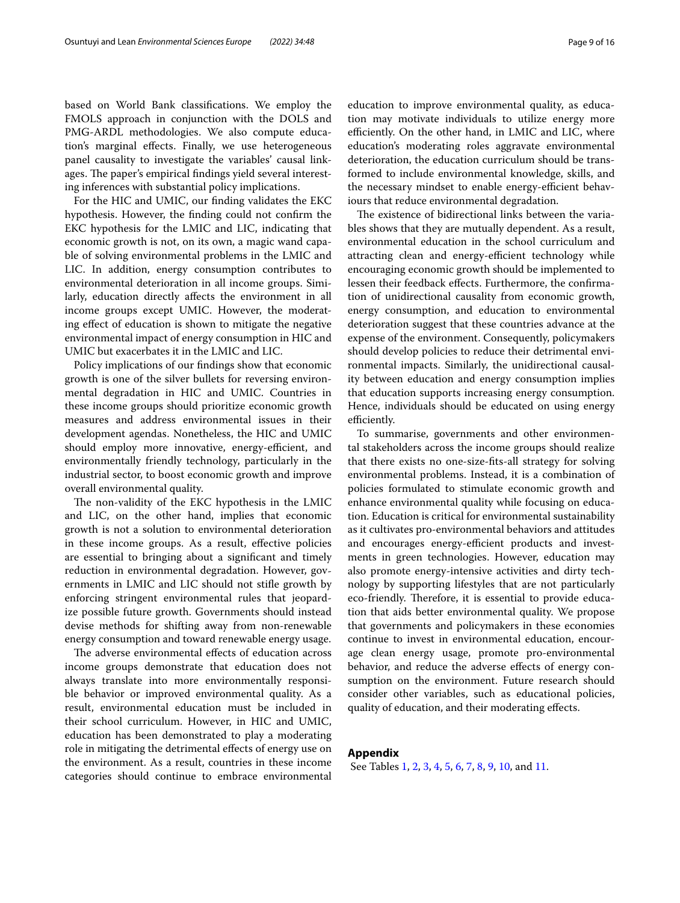based on World Bank classifications. We employ the FMOLS approach in conjunction with the DOLS and PMG-ARDL methodologies. We also compute education's marginal effects. Finally, we use heterogeneous panel causality to investigate the variables' causal linkages. The paper's empirical findings yield several interesting inferences with substantial policy implications.

For the HIC and UMIC, our finding validates the EKC hypothesis. However, the finding could not confirm the EKC hypothesis for the LMIC and LIC, indicating that economic growth is not, on its own, a magic wand capable of solving environmental problems in the LMIC and LIC. In addition, energy consumption contributes to environmental deterioration in all income groups. Similarly, education directly affects the environment in all income groups except UMIC. However, the moderating effect of education is shown to mitigate the negative environmental impact of energy consumption in HIC and UMIC but exacerbates it in the LMIC and LIC.

Policy implications of our findings show that economic growth is one of the silver bullets for reversing environmental degradation in HIC and UMIC. Countries in these income groups should prioritize economic growth measures and address environmental issues in their development agendas. Nonetheless, the HIC and UMIC should employ more innovative, energy-efficient, and environmentally friendly technology, particularly in the industrial sector, to boost economic growth and improve overall environmental quality.

The non-validity of the EKC hypothesis in the LMIC and LIC, on the other hand, implies that economic growth is not a solution to environmental deterioration in these income groups. As a result, effective policies are essential to bringing about a significant and timely reduction in environmental degradation. However, governments in LMIC and LIC should not stifle growth by enforcing stringent environmental rules that jeopardize possible future growth. Governments should instead devise methods for shifting away from non-renewable energy consumption and toward renewable energy usage.

The adverse environmental effects of education across income groups demonstrate that education does not always translate into more environmentally responsible behavior or improved environmental quality. As a result, environmental education must be included in their school curriculum. However, in HIC and UMIC, education has been demonstrated to play a moderating role in mitigating the detrimental effects of energy use on the environment. As a result, countries in these income categories should continue to embrace environmental education to improve environmental quality, as education may motivate individuals to utilize energy more efficiently. On the other hand, in LMIC and LIC, where education's moderating roles aggravate environmental deterioration, the education curriculum should be transformed to include environmental knowledge, skills, and the necessary mindset to enable energy-efficient behaviours that reduce environmental degradation.

The existence of bidirectional links between the variables shows that they are mutually dependent. As a result, environmental education in the school curriculum and attracting clean and energy-efficient technology while encouraging economic growth should be implemented to lessen their feedback effects. Furthermore, the confirmation of unidirectional causality from economic growth, energy consumption, and education to environmental deterioration suggest that these countries advance at the expense of the environment. Consequently, policymakers should develop policies to reduce their detrimental environmental impacts. Similarly, the unidirectional causality between education and energy consumption implies that education supports increasing energy consumption. Hence, individuals should be educated on using energy efficiently.

To summarise, governments and other environmental stakeholders across the income groups should realize that there exists no one-size-fits-all strategy for solving environmental problems. Instead, it is a combination of policies formulated to stimulate economic growth and enhance environmental quality while focusing on education. Education is critical for environmental sustainability as it cultivates pro-environmental behaviors and attitudes and encourages energy-efficient products and investments in green technologies. However, education may also promote energy-intensive activities and dirty technology by supporting lifestyles that are not particularly eco-friendly. Therefore, it is essential to provide education that aids better environmental quality. We propose that governments and policymakers in these economies continue to invest in environmental education, encourage clean energy usage, promote pro-environmental behavior, and reduce the adverse effects of energy consumption on the environment. Future research should consider other variables, such as educational policies, quality of education, and their moderating effects.

## Appendix

See Tables 1, 2, 3, 4, 5, 6, 7, 8, 9, 10, and 11.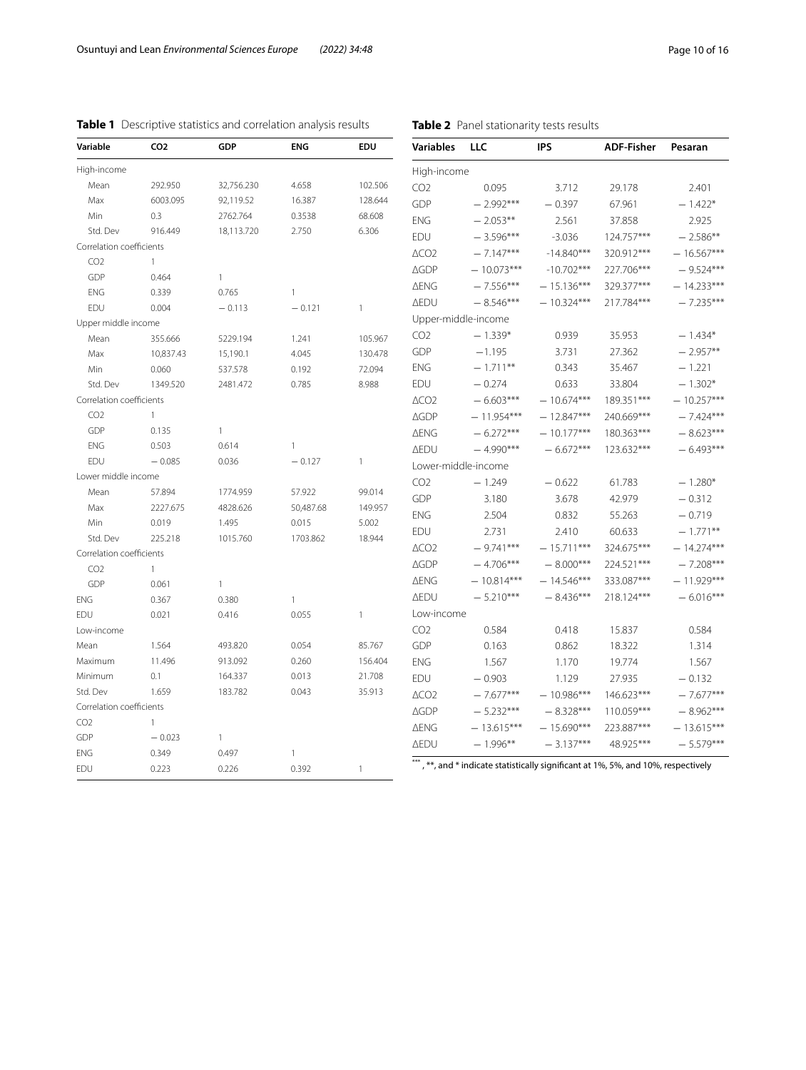**Table 1** Descriptive statistics and correlation analysis results

| Variable | CO2 | GDP | ENG | EDU |
|---|---|---|---|---|
| High-income | | | | |
| Mean | 292.950 | 32,756.230 | 4.658 | 102.506 |
| Max | 6003.095 | 92,119.52 | 16.387 | 128.644 |
| Min | 0.3 | 2762.764 | 0.3538 | 68.608 |
| Std. Dev | 916.449 | 18,113.720 | 2.750 | 6.306 |
| Correlation coefficients | | | | |
| CO2 | 1 | | | |
| GDP | 0.464 | 1 | | |
| ENG | 0.339 | 0.765 | 1 | |
| EDU | 0.004 | −0.113 | −0.121 | 1 |
| Upper middle income | | | | |
| Mean | 355.666 | 5229.194 | 1.241 | 105.967 |
| Max | 10,837.43 | 15,190.1 | 4.045 | 130.478 |
| Min | 0.060 | 537.578 | 0.192 | 72.094 |
| Std. Dev | 1349.520 | 2481.472 | 0.785 | 8.988 |
| Correlation coefficients | | | | |
| CO2 | 1 | | | |
| GDP | 0.135 | 1 | | |
| ENG | 0.503 | 0.614 | 1 | |
| EDU | −0.085 | 0.036 | −0.127 | 1 |
| Lower middle income | | | | |
| Mean | 57.894 | 1774.959 | 57.922 | 99.014 |
| Max | 2227.675 | 4828.626 | 50,487.68 | 149.957 |
| Min | 0.019 | 1.495 | 0.015 | 5.002 |
| Std. Dev | 225.218 | 1015.760 | 1703.862 | 18.944 |
| Correlation coefficients | | | | |
| CO2 | 1 | | | |
| GDP | 0.061 | 1 | | |
| ENG | 0.367 | 0.380 | 1 | |
| EDU | 0.021 | 0.416 | 0.055 | 1 |
| Low-income | | | | |
| Mean | 1.564 | 493.820 | 0.054 | 85.767 |
| Maximum | 11.496 | 913.092 | 0.260 | 156.404 |
| Minimum | 0.1 | 164.337 | 0.013 | 21.708 |
| Std. Dev | 1.659 | 183.782 | 0.043 | 35.913 |
| Correlation coefficients | | | | |
| CO2 | 1 | | | |
| GDP | −0.023 | 1 | | |
| ENG | 0.349 | 0.497 | 1 | |
| EDU | 0.223 | 0.226 | 0.392 | 1 |

**Table 2** Panel stationarity tests results

| Variables | LLC | IPS | ADF-Fisher | Pesaran |
|---|---|---|---|---|
| High-income | | | | |
| CO2 | 0.095 | 3.712 | 29.178 | 2.401 |
| GDP | −2.992*** | −0.397 | 67.961 | −1.422* |
| ENG | −2.053** | 2.561 | 37.858 | 2.925 |
| EDU | −3.596*** | -3.036 | 124.757*** | −2.586** |
| ΔCO2 | −7.147*** | -14.840*** | 320.912*** | −16.567*** |
| ΔGDP | −10.073*** | -10.702*** | 227.706*** | −9.524*** |
| ΔENG | −7.556*** | −15.136*** | 329.377*** | −14.233*** |
| ΔEDU | −8.546*** | −10.324*** | 217.784*** | −7.235*** |
| Upper-middle-income | | | | |
| CO2 | −1.339* | 0.939 | 35.953 | −1.434* |
| GDP | −1.195 | 3.731 | 27.362 | −2.957** |
| ENG | −1.711** | 0.343 | 35.467 | −1.221 |
| EDU | −0.274 | 0.633 | 33.804 | −1.302* |
| ΔCO2 | −6.603*** | −10.674*** | 189.351*** | −10.257*** |
| ΔGDP | −11.954*** | −12.847*** | 240.669*** | −7.424*** |
| ΔENG | −6.272*** | −10.177*** | 180.363*** | −8.623*** |
| ΔEDU | −4.990*** | −6.672*** | 123.632*** | −6.493*** |
| Lower-middle-income | | | | |
| CO2 | −1.249 | −0.622 | 61.783 | −1.280* |
| GDP | 3.180 | 3.678 | 42.979 | −0.312 |
| ENG | 2.504 | 0.832 | 55.263 | −0.719 |
| EDU | 2.731 | 2.410 | 60.633 | −1.771** |
| ΔCO2 | −9.741*** | −15.711*** | 324.675*** | −14.274*** |
| ΔGDP | −4.706*** | −8.000*** | 224.521*** | −7.208*** |
| ΔENG | −10.814*** | −14.546*** | 333.087*** | −11.929*** |
| ΔEDU | −5.210*** | −8.436*** | 218.124*** | −6.016*** |
| Low-income | | | | |
| CO2 | 0.584 | 0.418 | 15.837 | 0.584 |
| GDP | 0.163 | 0.862 | 18.322 | 1.314 |
| ENG | 1.567 | 1.170 | 19.774 | 1.567 |
| EDU | −0.903 | 1.129 | 27.935 | −0.132 |
| ΔCO2 | −7.677*** | −10.986*** | 146.623*** | −7.677*** |
| ΔGDP | −5.232*** | −8.328*** | 110.059*** | −8.962*** |
| ΔENG | −13.615*** | −15.690*** | 223.887*** | −13.615*** |
| ΔEDU | −1.996** | −3.137*** | 48.925*** | −5.579*** |

***, **, and * indicate statistically significant at 1%, 5%, and 10%, respectively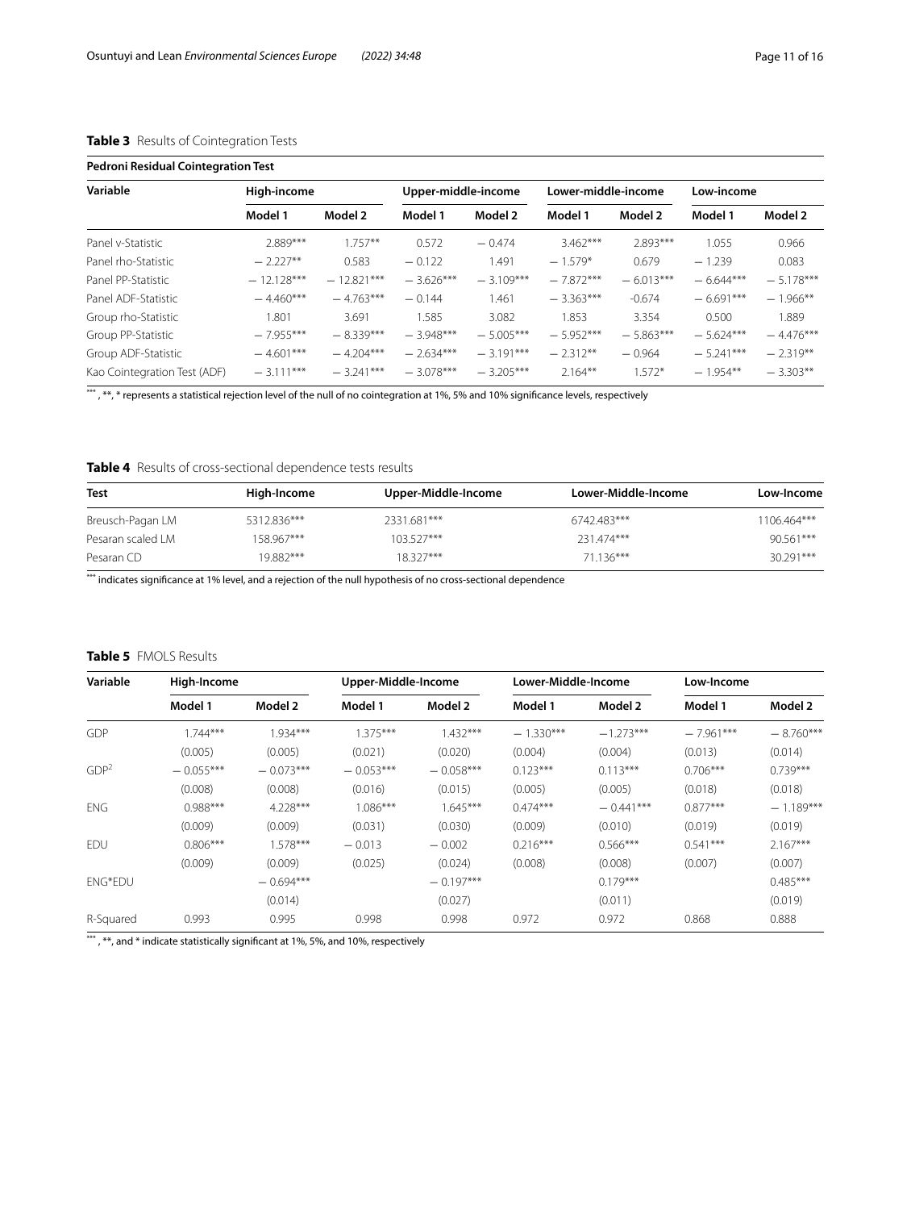**Table 3** Results of Cointegration Tests

| Pedroni Residual Cointegration Test | | | | | | | | |
|---|---|---|---|---|---|---|---|---|
| Variable | High-income | | Upper-middle-income | | Lower-middle-income | | Low-income | |
| | Model 1 | Model 2 | Model 1 | Model 2 | Model 1 | Model 2 | Model 1 | Model 2 |
| Panel v-Statistic | 2.889*** | 1.757** | 0.572 | − 0.474 | 3.462*** | 2.893*** | 1.055 | 0.966 |
| Panel rho-Statistic | − 2.227** | 0.583 | − 0.122 | 1.491 | − 1.579* | 0.679 | − 1.239 | 0.083 |
| Panel PP-Statistic | − 12.128*** | − 12.821*** | − 3.626*** | − 3.109*** | − 7.872*** | − 6.013*** | − 6.644*** | − 5.178*** |
| Panel ADF-Statistic | − 4.460*** | − 4.763*** | − 0.144 | 1.461 | − 3.363*** | -0.674 | − 6.691*** | − 1.966** |
| Group rho-Statistic | 1.801 | 3.691 | 1.585 | 3.082 | 1.853 | 3.354 | 0.500 | 1.889 |
| Group PP-Statistic | − 7.955*** | − 8.339*** | − 3.948*** | − 5.005*** | − 5.952*** | − 5.863*** | − 5.624*** | − 4.476*** |
| Group ADF-Statistic | − 4.601*** | − 4.204*** | − 2.634*** | − 3.191*** | − 2.312** | − 0.964 | − 5.241*** | − 2.319** |
| Kao Cointegration Test (ADF) | − 3.111*** | − 3.241*** | − 3.078*** | − 3.205*** | 2.164** | 1.572* | − 1.954** | − 3.303** |

***, **, * represents a statistical rejection level of the null of no cointegration at 1%, 5% and 10% significance levels, respectively

**Table 4** Results of cross-sectional dependence tests results

| Test | High-Income | Upper-Middle-Income | Lower-Middle-Income | Low-Income |
|---|---|---|---|---|
| Breusch-Pagan LM | 5312.836*** | 2331.681*** | 6742.483*** | 1106.464*** |
| Pesaran scaled LM | 158.967*** | 103.527*** | 231.474*** | 90.561*** |
| Pesaran CD | 19.882*** | 18.327*** | 71.136*** | 30.291*** |

*** indicates significance at 1% level, and a rejection of the null hypothesis of no cross-sectional dependence

**Table 5** FMOLS Results

| Variable | High-Income | | Upper-Middle-Income | | Lower-Middle-Income | | Low-Income | |
|---|---|---|---|---|---|---|---|---|
| | Model 1 | Model 2 | Model 1 | Model 2 | Model 1 | Model 2 | Model 1 | Model 2 |
| GDP | 1.744*** | 1.934*** | 1.375*** | 1.432*** | − 1.330*** | −1.273*** | − 7.961*** | − 8.760*** |
| | (0.005) | (0.005) | (0.021) | (0.020) | (0.004) | (0.004) | (0.013) | (0.014) |
| $GDP^2$ | − 0.055*** | − 0.073*** | − 0.053*** | − 0.058*** | 0.123*** | 0.113*** | 0.706*** | 0.739*** |
| | (0.008) | (0.008) | (0.016) | (0.015) | (0.005) | (0.005) | (0.018) | (0.018) |
| ENG | 0.988*** | 4.228*** | 1.086*** | 1.645*** | 0.474*** | − 0.441*** | 0.877*** | − 1.189*** |
| | (0.009) | (0.009) | (0.031) | (0.030) | (0.009) | (0.010) | (0.019) | (0.019) |
| EDU | 0.806*** | 1.578*** | − 0.013 | − 0.002 | 0.216*** | 0.566*** | 0.541*** | 2.167*** |
| | (0.009) | (0.009) | (0.025) | (0.024) | (0.008) | (0.008) | (0.007) | (0.007) |
| ENG*EDU | | − 0.694*** | | − 0.197*** | | 0.179*** | | 0.485*** |
| | | (0.014) | | (0.027) | | (0.011) | | (0.019) |
| R-Squared | 0.993 | 0.995 | 0.998 | 0.998 | 0.972 | 0.972 | 0.868 | 0.888 |

***, **, and * indicate statistically significant at 1%, 5%, and 10%, respectively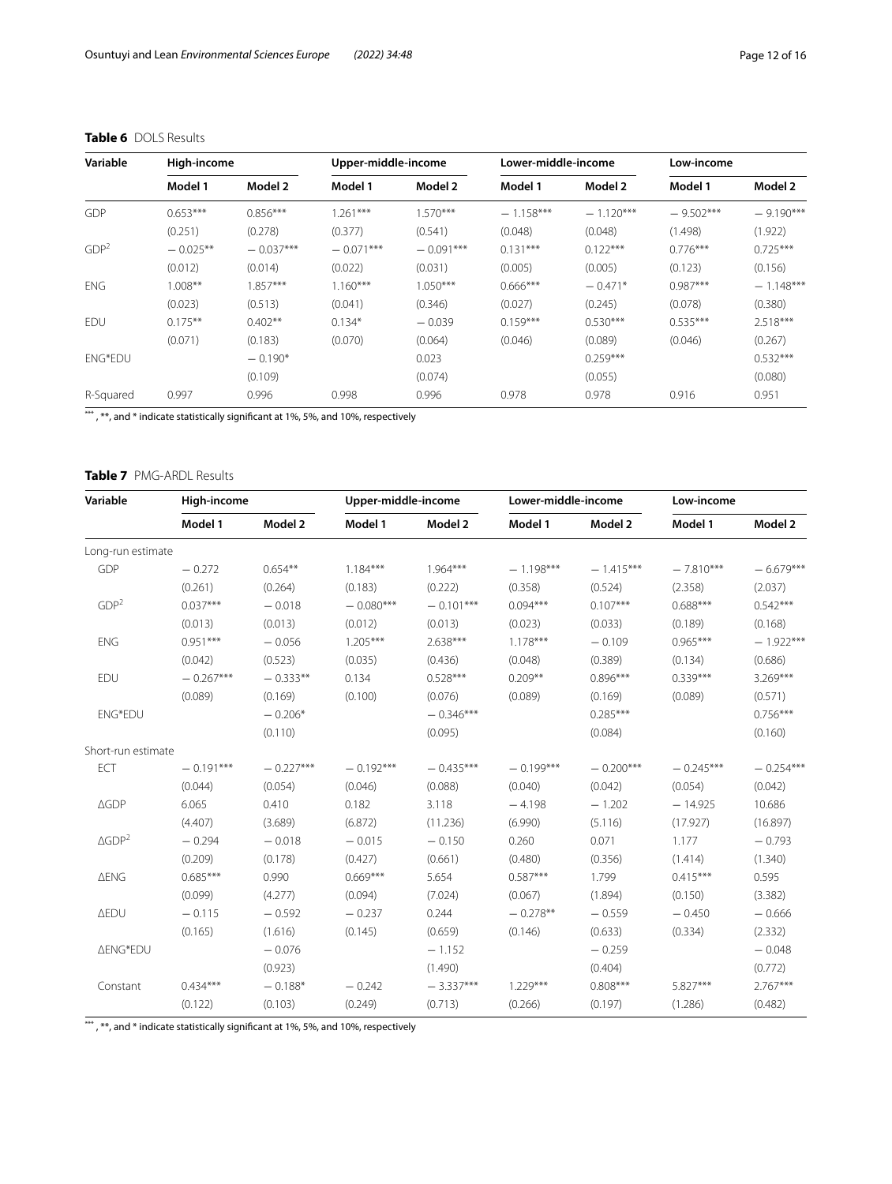**Table 6** DOLS Results

| Variable | High-income | | Upper-middle-income | | Lower-middle-income | | Low-income | |
|---|---|---|---|---|---|---|---|---|
| | Model 1 | Model 2 | Model 1 | Model 2 | Model 1 | Model 2 | Model 1 | Model 2 |
| GDP | 0.653*** | 0.856*** | 1.261*** | 1.570*** | − 1.158*** | − 1.120*** | − 9.502*** | − 9.190*** |
| | (0.251) | (0.278) | (0.377) | (0.541) | (0.048) | (0.048) | (1.498) | (1.922) |
| $GDP^2$ | − 0.025** | − 0.037*** | − 0.071*** | − 0.091*** | 0.131*** | 0.122*** | 0.776*** | 0.725*** |
| | (0.012) | (0.014) | (0.022) | (0.031) | (0.005) | (0.005) | (0.123) | (0.156) |
| ENG | 1.008** | 1.857*** | 1.160*** | 1.050*** | 0.666*** | − 0.471* | 0.987*** | − 1.148*** |
| | (0.023) | (0.513) | (0.041) | (0.346) | (0.027) | (0.245) | (0.078) | (0.380) |
| EDU | 0.175** | 0.402** | 0.134* | − 0.039 | 0.159*** | 0.530*** | 0.535*** | 2.518*** |
| | (0.071) | (0.183) | (0.070) | (0.064) | (0.046) | (0.089) | (0.046) | (0.267) |
| ENG*EDU | | − 0.190* | | 0.023 | | 0.259*** | | 0.532*** |
| | | (0.109) | | (0.074) | | (0.055) | | (0.080) |
| R-Squared | 0.997 | 0.996 | 0.998 | 0.996 | 0.978 | 0.978 | 0.916 | 0.951 |

***, **, and * indicate statistically significant at 1%, 5%, and 10%, respectively

**Table 7** PMG-ARDL Results

| Variable | High-income | | Upper-middle-income | | Lower-middle-income | | Low-income | |
|---|---|---|---|---|---|---|---|---|
| | Model 1 | Model 2 | Model 1 | Model 2 | Model 1 | Model 2 | Model 1 | Model 2 |
| Long-run estimate | | | | | | | | |
| GDP | − 0.272 | 0.654** | 1.184*** | 1.964*** | − 1.198*** | − 1.415*** | − 7.810*** | − 6.679*** |
| | (0.261) | (0.264) | (0.183) | (0.222) | (0.358) | (0.524) | (2.358) | (2.037) |
| $GDP^2$ | 0.037*** | − 0.018 | − 0.080*** | − 0.101*** | 0.094*** | 0.107*** | 0.688*** | 0.542*** |
| | (0.013) | (0.013) | (0.012) | (0.013) | (0.023) | (0.033) | (0.189) | (0.168) |
| ENG | 0.951*** | − 0.056 | 1.205*** | 2.638*** | 1.178*** | − 0.109 | 0.965*** | − 1.922*** |
| | (0.042) | (0.523) | (0.035) | (0.436) | (0.048) | (0.389) | (0.134) | (0.686) |
| EDU | − 0.267*** | − 0.333** | 0.134 | 0.528*** | 0.209** | 0.896*** | 0.339*** | 3.269*** |
| | (0.089) | (0.169) | (0.100) | (0.076) | (0.089) | (0.169) | (0.089) | (0.571) |
| ENG*EDU | | − 0.206* | | − 0.346*** | | 0.285*** | | 0.756*** |
| | | (0.110) | | (0.095) | | (0.084) | | (0.160) |
| Short-run estimate | | | | | | | | |
| ECT | − 0.191*** | − 0.227*** | − 0.192*** | − 0.435*** | − 0.199*** | − 0.200*** | − 0.245*** | − 0.254*** |
| | (0.044) | (0.054) | (0.046) | (0.088) | (0.040) | (0.042) | (0.054) | (0.042) |
| ΔGDP | 6.065 | 0.410 | 0.182 | 3.118 | − 4.198 | − 1.202 | − 14.925 | 10.686 |
| | (4.407) | (3.689) | (6.872) | (11.236) | (6.990) | (5.116) | (17.927) | (16.897) |
| $\Delta GDP^2$ | − 0.294 | − 0.018 | − 0.015 | − 0.150 | 0.260 | 0.071 | 1.177 | − 0.793 |
| | (0.209) | (0.178) | (0.427) | (0.661) | (0.480) | (0.356) | (1.414) | (1.340) |
| ΔENG | 0.685*** | 0.990 | 0.669*** | 5.654 | 0.587*** | 1.799 | 0.415*** | 0.595 |
| | (0.099) | (4.277) | (0.094) | (7.024) | (0.067) | (1.894) | (0.150) | (3.382) |
| ΔEDU | − 0.115 | − 0.592 | − 0.237 | 0.244 | − 0.278** | − 0.559 | − 0.450 | − 0.666 |
| | (0.165) | (1.616) | (0.145) | (0.659) | (0.146) | (0.633) | (0.334) | (2.332) |
| ΔENG*EDU | | − 0.076 | | − 1.152 | | − 0.259 | | − 0.048 |
| | | (0.923) | | (1.490) | | (0.404) | | (0.772) |
| Constant | 0.434*** | − 0.188* | − 0.242 | − 3.337*** | 1.229*** | 0.808*** | 5.827*** | 2.767*** |
| | (0.122) | (0.103) | (0.249) | (0.713) | (0.266) | (0.197) | (1.286) | (0.482) |

***, **, and * indicate statistically significant at 1%, 5%, and 10%, respectively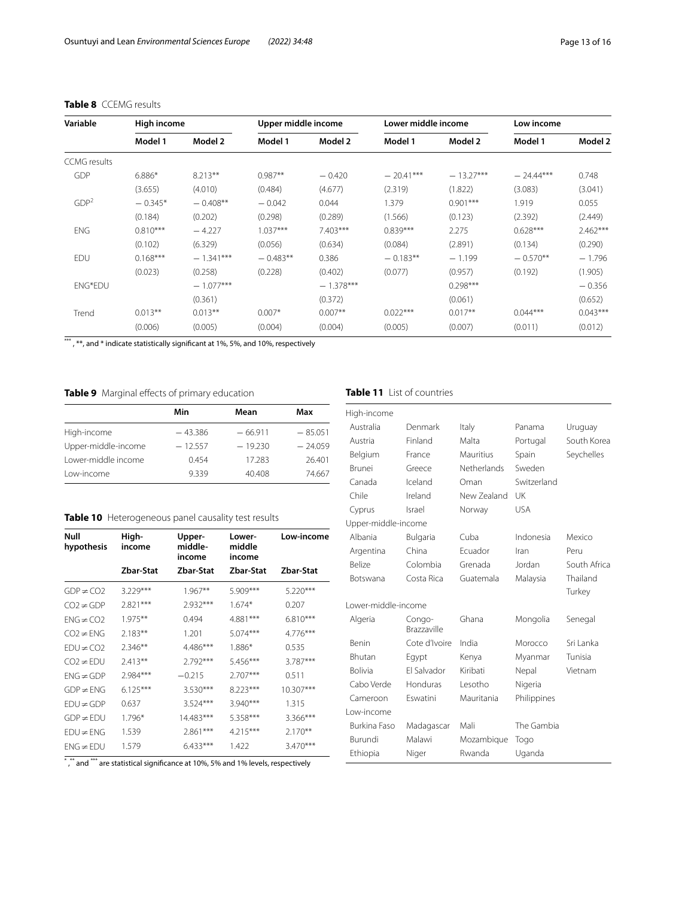**Table 8** CCEMG results

| Variable | High income | | Upper middle income | | Lower middle income | | Low income | |
|---|---|---|---|---|---|---|---|---|
| | Model 1 | Model 2 | Model 1 | Model 2 | Model 1 | Model 2 | Model 1 | Model 2 |
| CCMG results | | | | | | | | |
| GDP | 6.886* | 8.213** | 0.987** | −0.420 | −20.41*** | −13.27*** | −24.44*** | 0.748 |
| | (3.655) | (4.010) | (0.484) | (4.677) | (2.319) | (1.822) | (3.083) | (3.041) |
| $GDP^2$ | −0.345* | −0.408** | −0.042 | 0.044 | 1.379 | 0.901*** | 1.919 | 0.055 |
| | (0.184) | (0.202) | (0.298) | (0.289) | (1.566) | (0.123) | (2.392) | (2.449) |
| ENG | 0.810*** | −4.227 | 1.037*** | 7.403*** | 0.839*** | 2.275 | 0.628*** | 2.462*** |
| | (0.102) | (6.329) | (0.056) | (0.634) | (0.084) | (2.891) | (0.134) | (0.290) |
| EDU | 0.168*** | −1.341*** | −0.483** | 0.386 | −0.183** | −1.199 | −0.570** | −1.796 |
| | (0.023) | (0.258) | (0.228) | (0.402) | (0.077) | (0.957) | (0.192) | (1.905) |
| ENG*EDU | | −1.077*** | | −1.378*** | | 0.298*** | | −0.356 |
| | | (0.361) | | (0.372) | | (0.061) | | (0.652) |
| Trend | 0.013** | 0.013** | 0.007* | 0.007** | 0.022*** | 0.017** | 0.044*** | 0.043*** |
| | (0.006) | (0.005) | (0.004) | (0.004) | (0.005) | (0.007) | (0.011) | (0.012) |

***, **, and * indicate statistically significant at 1%, 5%, and 10%, respectively

**Table 9** Marginal effects of primary education

| | Min | Mean | Max |
|---|---|---|---|
| High-income | −43.386 | −66.911 | −85.051 |
| Upper-middle-income | −12.557 | −19.230 | −24.059 |
| Lower-middle income | 0.454 | 17.283 | 26.401 |
| Low-income | 9.339 | 40.408 | 74.667 |

**Table 10** Heterogeneous panel causality test results

| Null hypothesis | High-income | Upper-middle-income | Lower-middle income | Low-income |
|---|---|---|---|---|
| | Zbar-Stat | Zbar-Stat | Zbar-Stat | Zbar-Stat |
| GDP ≠ CO2 | 3.229*** | 1.967** | 5.909*** | 5.220*** |
| CO2 ≠ GDP | 2.821*** | 2.932*** | 1.674* | 0.207 |
| ENG ≠ CO2 | 1.975** | 0.494 | 4.881*** | 6.810*** |
| CO2 ≠ ENG | 2.183** | 1.201 | 5.074*** | 4.776*** |
| EDU ≠ CO2 | 2.346** | 4.486*** | 1.886* | 0.535 |
| CO2 ≠ EDU | 2.413** | 2.792*** | 5.456*** | 3.787*** |
| ENG ≠ GDP | 2.984*** | −0.215 | 2.707*** | 0.511 |
| GDP ≠ ENG | 6.125*** | 3.530*** | 8.223*** | 10.307*** |
| EDU ≠ GDP | 0.637 | 3.524*** | 3.940*** | 1.315 |
| GDP ≠ EDU | 1.796* | 14.483*** | 5.358*** | 3.366*** |
| EDU ≠ ENG | 1.539 | 2.861*** | 4.215*** | 2.170** |
| ENG ≠ EDU | 1.579 | 6.433*** | 1.422 | 3.470*** |

*, ** and *** are statistical significance at 10%, 5% and 1% levels, respectively

**Table 11** List of countries

| | | | | |
|---|---|---|---|---|
| High-income | | | | |
| Australia | Denmark | Italy | Panama | Uruguay |
| Austria | Finland | Malta | Portugal | South Korea |
| Belgium | France | Mauritius | Spain | Seychelles |
| Brunei | Greece | Netherlands | Sweden | |
| Canada | Iceland | Oman | Switzerland | |
| Chile | Ireland | New Zealand | UK | |
| Cyprus | Israel | Norway | USA | |
| Upper-middle-income | | | | |
| Albania | Bulgaria | Cuba | Indonesia | Mexico |
| Argentina | China | Ecuador | Iran | Peru |
| Belize | Colombia | Grenada | Jordan | South Africa |
| Botswana | Costa Rica | Guatemala | Malaysia | Thailand |
| | | | | Turkey |
| Lower-middle-income | | | | |
| Algeria | Congo-Brazzaville | Ghana | Mongolia | Senegal |
| Benin | Cote d'Ivoire | India | Morocco | Sri Lanka |
| Bhutan | Egypt | Kenya | Myanmar | Tunisia |
| Bolivia | El Salvador | Kiribati | Nepal | Vietnam |
| Cabo Verde | Honduras | Lesotho | Nigeria | |
| Cameroon | Eswatini | Mauritania | Philippines | |
| Low-income | | | | |
| Burkina Faso | Madagascar | Mali | The Gambia | |
| Burundi | Malawi | Mozambique | Togo | |
| Ethiopia | Niger | Rwanda | Uganda | |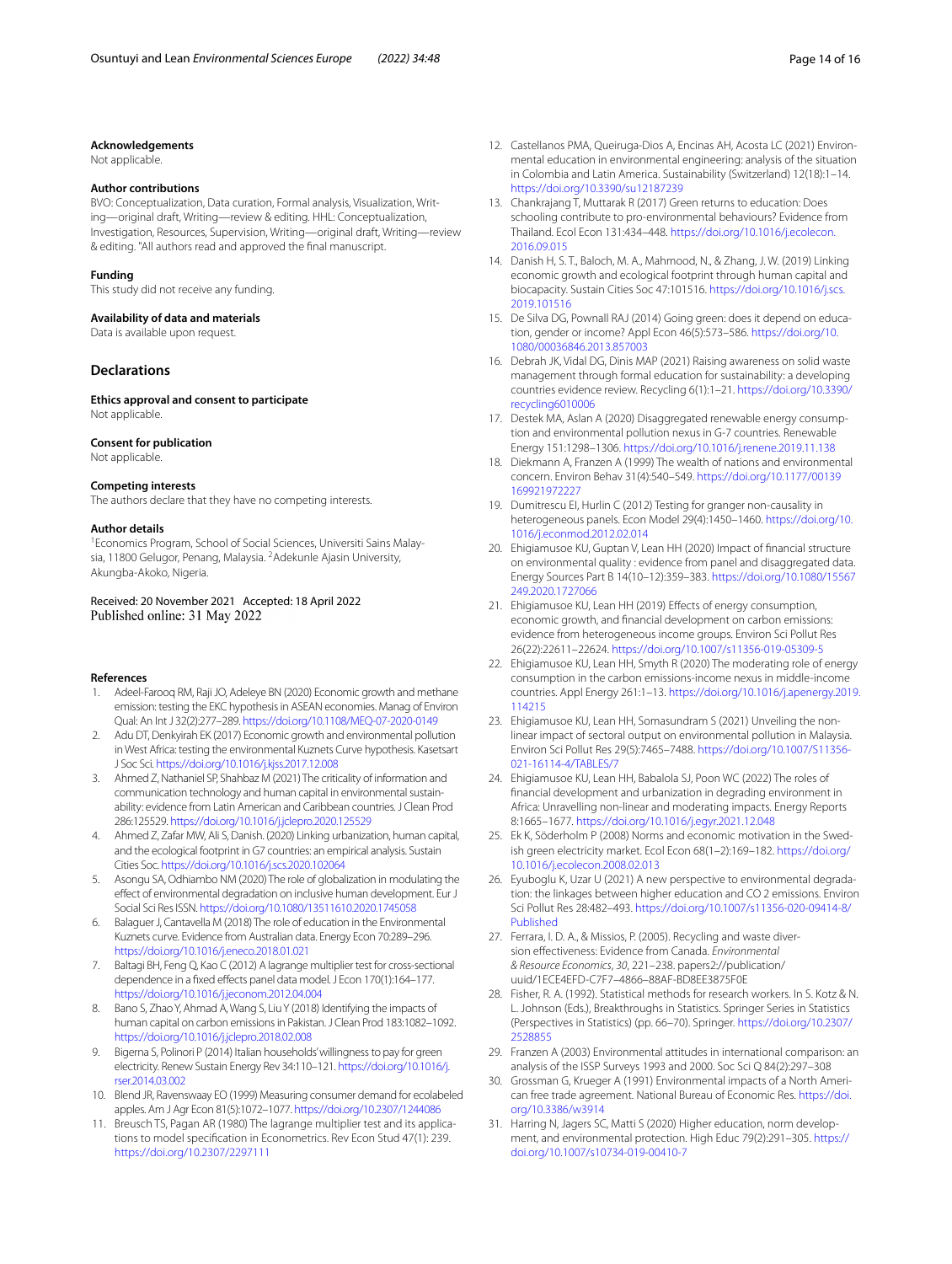#### Acknowledgements

Not applicable.

#### Author contributions

BVO: Conceptualization, Data curation, Formal analysis, Visualization, Writing—original draft, Writing—review & editing. HHL: Conceptualization, Investigation, Resources, Supervision, Writing—original draft, Writing—review & editing. "All authors read and approved the final manuscript.

#### Funding

This study did not receive any funding.

#### Availability of data and materials

Data is available upon request.

### Declarations

#### Ethics approval and consent to participate

Not applicable.

#### Consent for publication

Not applicable.

#### Competing interests

The authors declare that they have no competing interests.

#### Author details

[1]Economics Program, School of Social Sciences, Universiti Sains Malaysia, 11800 Gelugor, Penang, Malaysia. [2]Adekunle Ajasin University, Akungba-Akoko, Nigeria.

Received: 20 November 2021 Accepted: 18 April 2022
Published online: 31 May 2022

#### References

1. Adeel-Farooq RM, Raji JO, Adeleye BN (2020) Economic growth and methane emission: testing the EKC hypothesis in ASEAN economies. Manag of Environ Qual: An Int J 32(2):277–289. https://doi.org/10.1108/MEQ-07-2020-0149
2. Adu DT, Denkyirah EK (2017) Economic growth and environmental pollution in West Africa: testing the environmental Kuznets Curve hypothesis. Kasetsart J Soc Sci. https://doi.org/10.1016/j.kjss.2017.12.008
3. Ahmed Z, Nathaniel SP, Shahbaz M (2021) The criticality of information and communication technology and human capital in environmental sustainability: evidence from Latin American and Caribbean countries. J Clean Prod 286:125529. https://doi.org/10.1016/j.jclepro.2020.125529
4. Ahmed Z, Zafar MW, Ali S, Danish. (2020) Linking urbanization, human capital, and the ecological footprint in G7 countries: an empirical analysis. Sustain Cities Soc. https://doi.org/10.1016/j.scs.2020.102064
5. Asongu SA, Odhiambo NM (2020) The role of globalization in modulating the effect of environmental degradation on inclusive human development. Eur J Social Sci Res ISSN. https://doi.org/10.1080/13511610.2020.1745058
6. Balaguer J, Cantavella M (2018) The role of education in the Environmental Kuznets curve. Evidence from Australian data. Energy Econ 70:289–296. https://doi.org/10.1016/j.eneco.2018.01.021
7. Baltagi BH, Feng Q, Kao C (2012) A lagrange multiplier test for cross-sectional dependence in a fixed effects panel data model. J Econ 170(1):164–177. https://doi.org/10.1016/j.jeconom.2012.04.004
8. Bano S, Zhao Y, Ahmad A, Wang S, Liu Y (2018) Identifying the impacts of human capital on carbon emissions in Pakistan. J Clean Prod 183:1082–1092. https://doi.org/10.1016/j.jclepro.2018.02.008
9. Bigerna S, Polinori P (2014) Italian households' willingness to pay for green electricity. Renew Sustain Energy Rev 34:110–121. https://doi.org/10.1016/j.rser.2014.03.002
10. Blend JR, Ravenswaay EO (1999) Measuring consumer demand for ecolabeled apples. Am J Agr Econ 81(5):1072–1077. https://doi.org/10.2307/1244086
11. Breusch TS, Pagan AR (1980) The lagrange multiplier test and its applications to model specification in Econometrics. Rev Econ Stud 47(1): 239. https://doi.org/10.2307/2297111
12. Castellanos PMA, Queiruga-Dios A, Encinas AH, Acosta LC (2021) Environmental education in environmental engineering: analysis of the situation in Colombia and Latin America. Sustainability (Switzerland) 12(18):1–14. https://doi.org/10.3390/su12187239
13. Chankrajang T, Muttarak R (2017) Green returns to education: Does schooling contribute to pro-environmental behaviours? Evidence from Thailand. Ecol Econ 131:434–448. https://doi.org/10.1016/j.ecolecon.2016.09.015
14. Danish H, S. T., Baloch, M. A., Mahmood, N., & Zhang, J. W. (2019) Linking economic growth and ecological footprint through human capital and biocapacity. Sustain Cities Soc 47:101516. https://doi.org/10.1016/j.scs.2019.101516
15. De Silva DG, Pownall RAJ (2014) Going green: does it depend on education, gender or income? Appl Econ 46(5):573–586. https://doi.org/10.1080/00036846.2013.857003
16. Debrah JK, Vidal DG, Dinis MAP (2021) Raising awareness on solid waste management through formal education for sustainability: a developing countries evidence review. Recycling 6(1):1–21. https://doi.org/10.3390/recycling6010006
17. Destek MA, Aslan A (2020) Disaggregated renewable energy consumption and environmental pollution nexus in G-7 countries. Renewable Energy 151:1298–1306. https://doi.org/10.1016/j.renene.2019.11.138
18. Diekmann A, Franzen A (1999) The wealth of nations and environmental concern. Environ Behav 31(4):540–549. https://doi.org/10.1177/00139169921972227
19. Dumitrescu EI, Hurlin C (2012) Testing for granger non-causality in heterogeneous panels. Econ Model 29(4):1450–1460. https://doi.org/10.1016/j.econmod.2012.02.014
20. Ehigiamusoe KU, Guptan V, Lean HH (2020) Impact of financial structure on environmental quality : evidence from panel and disaggregated data. Energy Sources Part B 14(10–12):359–383. https://doi.org/10.1080/15567249.2020.1727066
21. Ehigiamusoe KU, Lean HH (2019) Effects of energy consumption, economic growth, and financial development on carbon emissions: evidence from heterogeneous income groups. Environ Sci Pollut Res 26(22):22611–22624. https://doi.org/10.1007/s11356-019-05309-5
22. Ehigiamusoe KU, Lean HH, Smyth R (2020) The moderating role of energy consumption in the carbon emissions-income nexus in middle-income countries. Appl Energy 261:1–13. https://doi.org/10.1016/j.apenergy.2019.114215
23. Ehigiamusoe KU, Lean HH, Somasundram S (2021) Unveiling the non-linear impact of sectoral output on environmental pollution in Malaysia. Environ Sci Pollut Res 29(5):7465–7488. https://doi.org/10.1007/S11356-021-16114-4/TABLES/7
24. Ehigiamusoe KU, Lean HH, Babalola SJ, Poon WC (2022) The roles of financial development and urbanization in degrading environment in Africa: Unravelling non-linear and moderating impacts. Energy Reports 8:1665–1677. https://doi.org/10.1016/j.egyr.2021.12.048
25. Ek K, Söderholm P (2008) Norms and economic motivation in the Swedish green electricity market. Ecol Econ 68(1–2):169–182. https://doi.org/10.1016/j.ecolecon.2008.02.013
26. Eyuboglu K, Uzar U (2021) A new perspective to environmental degradation: the linkages between higher education and CO 2 emissions. Environ Sci Pollut Res 28:482–493. https://doi.org/10.1007/s11356-020-09414-8/Published
27. Ferrara, I. D. A., & Missios, P. (2005). Recycling and waste diversion effectiveness: Evidence from Canada. *Environmental & Resource Economics*, *30*, 221–238. papers2://publication/uuid/1ECE4EFD-C7F7-4866-88AF-BD8EE3875F0E
28. Fisher, R. A. (1992). Statistical methods for research workers. In S. Kotz & N. L. Johnson (Eds.), Breakthroughs in Statistics. Springer Series in Statistics (Perspectives in Statistics) (pp. 66–70). Springer. https://doi.org/10.2307/2528855
29. Franzen A (2003) Environmental attitudes in international comparison: an analysis of the ISSP Surveys 1993 and 2000. Soc Sci Q 84(2):297–308
30. Grossman G, Krueger A (1991) Environmental impacts of a North American free trade agreement. National Bureau of Economic Res. https://doi.org/10.3386/w3914
31. Harring N, Jagers SC, Matti S (2020) Higher education, norm development, and environmental protection. High Educ 79(2):291–305. https://doi.org/10.1007/s10734-019-00410-7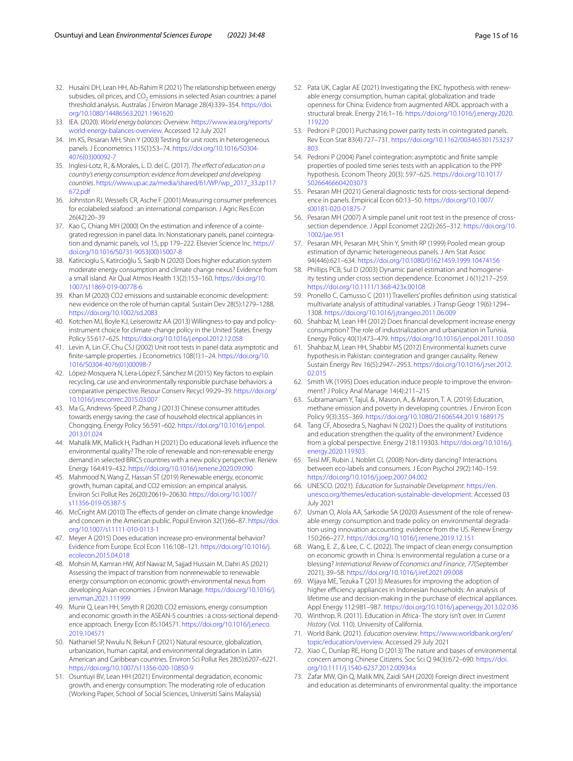32. Husaini DH, Lean HH, Ab-Rahim R (2021) The relationship between energy subsidies, oil prices, and $CO_2$ emissions in selected Asian countries: a panel threshold analysis. Australas J Environ Manage 28(4):339–354. https://doi.org/10.1080/14486563.2021.1961620
33. IEA. (2020). *World energy balances: Overview*. https://www.iea.org/reports/world-energy-balances-overview. Accessed 12 July 2021
34. Im KS, Pesaran MH, Shin Y (2003) Testing for unit roots in heterogeneous panels. J Econometrics 115(1):53–74. https://doi.org/10.1016/S0304-4076(03)00092-7
35. Inglesi-Lotz, R., & Morales, L. D. del C. (2017). *The effect of education on a country's energy consumption: evidence from developed and developing countries*. https://www.up.ac.za/media/shared/61/WP/wp_2017_33.zp117672.pdf
36. Johnston RJ, Wessells CR, Asche F (2001) Measuring consumer preferences for ecolabeled seafood : an international comparison. J Agric Res Econ 26(42):20–39
37. Kao C, Chiang MH (2000) On the estimation and inference of a cointegrated regression in panel data. In: Nonstationary panels, panel cointegration and dynamic panels, vol 15, pp 179–222. Elsevier Science Inc. https://doi.org/10.1016/S0731-9053(00)15007-8
38. Katircioglu S, Katircioğlu S, Saqib N (2020) Does higher education system moderate energy consumption and climate change nexus? Evidence from a small island. Air Qual Atmos Health 13(2):153–160. https://doi.org/10.1007/s11869-019-00778-6
39. Khan M (2020) CO2 emissions and sustainable economic development: new evidence on the role of human capital. Sustain Dev 28(5):1279–1288. https://doi.org/10.1002/sd.2083
40. Kotchen MJ, Boyle KJ, Leiserowitz AA (2013) Willingness-to-pay and policy-instrument choice for climate-change policy in the United States. Energy Policy 55:617–625. https://doi.org/10.1016/j.enpol.2012.12.058
41. Levin A, Lin CF, Chu CSJ (2002) Unit root tests in panel data: asymptotic and finite-sample properties. J Econometrics 108(1):1–24. https://doi.org/10.1016/S0304-4076(01)00098-7
42. López-Mosquera N, Lera-López F, Sánchez M (2015) Key factors to explain recycling, car use and environmentally responsible purchase behaviors: a comparative perspective. Resour Conserv Recycl 99:29–39. https://doi.org/10.1016/j.resconrec.2015.03.007
43. Ma G, Andrews-Speed P, Zhang J (2013) Chinese consumer attitudes towards energy saving: the case of household electrical appliances in Chongqing. Energy Policy 56:591–602. https://doi.org/10.1016/j.enpol.2013.01.024
44. Mahalik MK, Mallick H, Padhan H (2021) Do educational levels influence the environmental quality? The role of renewable and non-renewable energy demand in selected BRICS countries with a new policy perspective. Renew Energy 164:419–432. https://doi.org/10.1016/j.renene.2020.09.090
45. Mahmood N, Wang Z, Hassan ST (2019) Renewable energy, economic growth, human capital, and CO2 emission: an empirical analysis. Environ Sci Pollut Res 26(20):20619–20630. https://doi.org/10.1007/s11356-019-05387-5
46. McCright AM (2010) The effects of gender on climate change knowledge and concern in the American public. Popul Environ 32(1):66–87. https://doi.org/10.1007/s11111-010-0113-1
47. Meyer A (2015) Does education increase pro-environmental behavior? Evidence from Europe. Ecol Econ 116:108–121. https://doi.org/10.1016/j.ecolecon.2015.04.018
48. Mohsin M, Kamran HW, Atif Nawaz M, Sajjad Hussain M, Dahri AS (2021) Assessing the impact of transition from nonrenewable to renewable energy consumption on economic growth-environmental nexus from developing Asian economies. J Environ Manage. https://doi.org/10.1016/j.jenvman.2021.111999
49. Munir Q, Lean HH, Smyth R (2020) CO2 emissions, energy consumption and economic growth in the ASEAN-5 countries : a cross-sectional dependence approach. Energy Econ 85:104571. https://doi.org/10.1016/j.eneco.2019.104571
50. Nathaniel SP, Nwulu N, Bekun F (2021) Natural resource, globalization, urbanization, human capital, and environmental degradation in Latin American and Caribbean countries. Environ Sci Pollut Res 28(5):6207–6221. https://doi.org/10.1007/s11356-020-10850-9
51. Osuntuyi BV, Lean HH (2021) Environmental degradation, economic growth, and energy consumption: The moderating role of education (Working Paper, School of Social Sciences, Universiti Sains Malaysia)
52. Pata UK, Caglar AE (2021) Investigating the EKC hypothesis with renewable energy consumption, human capital, globalization and trade openness for China: Evidence from augmented ARDL approach with a structural break. Energy 216:1–16. https://doi.org/10.1016/j.energy.2020.119220
53. Pedroni P (2001) Purchasing power parity tests in cointegrated panels. Rev Econ Stat 83(4):727–731. https://doi.org/10.1162/003465301753237803
54. Pedroni P (2004) Panel cointegration: asymptotic and finite sample properties of pooled time series tests with an application to the PPP hypothesis. Econom Theory 20(3): 597–625. https://doi.org/10.1017/S0266466604203073
55. Pesaran MH (2021) General diagnostic tests for cross-sectional dependence in panels. Empirical Econ 60:13–50. https://doi.org/10.1007/s00181-020-01875-7
56. Pesaran MH (2007) A simple panel unit root test in the presence of cross-section dependence. J Appl Economet 22(2):265–312. https://doi.org/10.1002/jae.951
57. Pesaran MH, Pesaran MH, Shin Y, Smith RP (1999) Pooled mean group estimation of dynamic heterogeneous panels. J Am Stat Assoc 94(446):621–634. https://doi.org/10.1080/01621459.1999.10474156
58. Phillips PCB, Sul D (2003) Dynamic panel estimation and homogeneity testing under cross section dependence. Economet J 6(1):217–259. https://doi.org/10.1111/1368-423x.00108
59. Pronello C, Camusso C (2011) Travellers' profiles definition using statistical multivariate analysis of attitudinal variables. J Transp Geogr 19(6):1294–1308. https://doi.org/10.1016/j.jtrangeo.2011.06.009
60. Shahbaz M, Lean HH (2012) Does financial development increase energy consumption? The role of industrialization and urbanization in Tunisia. Energy Policy 40(1):473–479. https://doi.org/10.1016/j.enpol.2011.10.050
61. Shahbaz M, Lean HH, Shabbir MS (2012) Environmental kuznets curve hypothesis in Pakistan: cointegration and granger causality. Renew Sustain Energy Rev 16(5):2947–2953. https://doi.org/10.1016/j.rser.2012.02.015
62. Smith VK (1995) Does education induce people to improve the environment? J Policy Anal Manage 14(4):211–215
63. Subramaniam Y, Tajul, & , Masron, A., & Masron, T. A. (2019) Education, methane emission and poverty in developing countries. J Environ Econ Policy 9(3):355–369. https://doi.org/10.1080/21606544.2019.1689175
64. Tang CF, Abosedra S, Naghavi N (2021) Does the quality of institutions and education strengthen the quality of the environment? Evidence from a global perspective. Energy 218:119303. https://doi.org/10.1016/j.energy.2020.119303
65. Teisl MF, Rubin J, Noblet CL (2008) Non-dirty dancing? Interactions between eco-labels and consumers. J Econ Psychol 29(2):140–159. https://doi.org/10.1016/j.joep.2007.04.002
66. UNESCO. (2021). *Education for Sustainable Development*. https://en.unesco.org/themes/education-sustainable-development. Accessed 03 July 2021
67. Usman O, Alola AA, Sarkodie SA (2020) Assessment of the role of renewable energy consumption and trade policy on environmental degradation using innovation accounting: evidence from the US. Renew Energy 150:266–277. https://doi.org/10.1016/j.renene.2019.12.151
68. Wang, E. Z., & Lee, C. C. (2022). The impact of clean energy consumption on economic growth in China: Is environmental regulation a curse or a blessing? *International Review of Economics and Finance*, *77*(September 2021), 39–58. https://doi.org/10.1016/j.iref.2021.09.008
69. Wijaya ME, Tezuka T (2013) Measures for improving the adoption of higher efficiency appliances in Indonesian households: An analysis of lifetime use and decision-making in the purchase of electrical appliances. Appl Energy 112:981–987. https://doi.org/10.1016/j.apenergy.2013.02.036
70. Winthrop, R. (2011). Education in Africa- The story isn't over. In *Current History* (Vol. 110). University of California.
71. World Bank. (2021). *Education overview*. https://www.worldbank.org/en/topic/education/overview. Accessed 29 July 2021
72. Xiao C, Dunlap RE, Hong D (2013) The nature and bases of environmental concern among Chinese Citizens. Soc Sci Q 94(3):672–690. https://doi.org/10.1111/j.1540-6237.2012.00934.x
73. Zafar MW, Qin Q, Malik MN, Zaidi SAH (2020) Foreign direct investment and education as determinants of environmental quality: the importance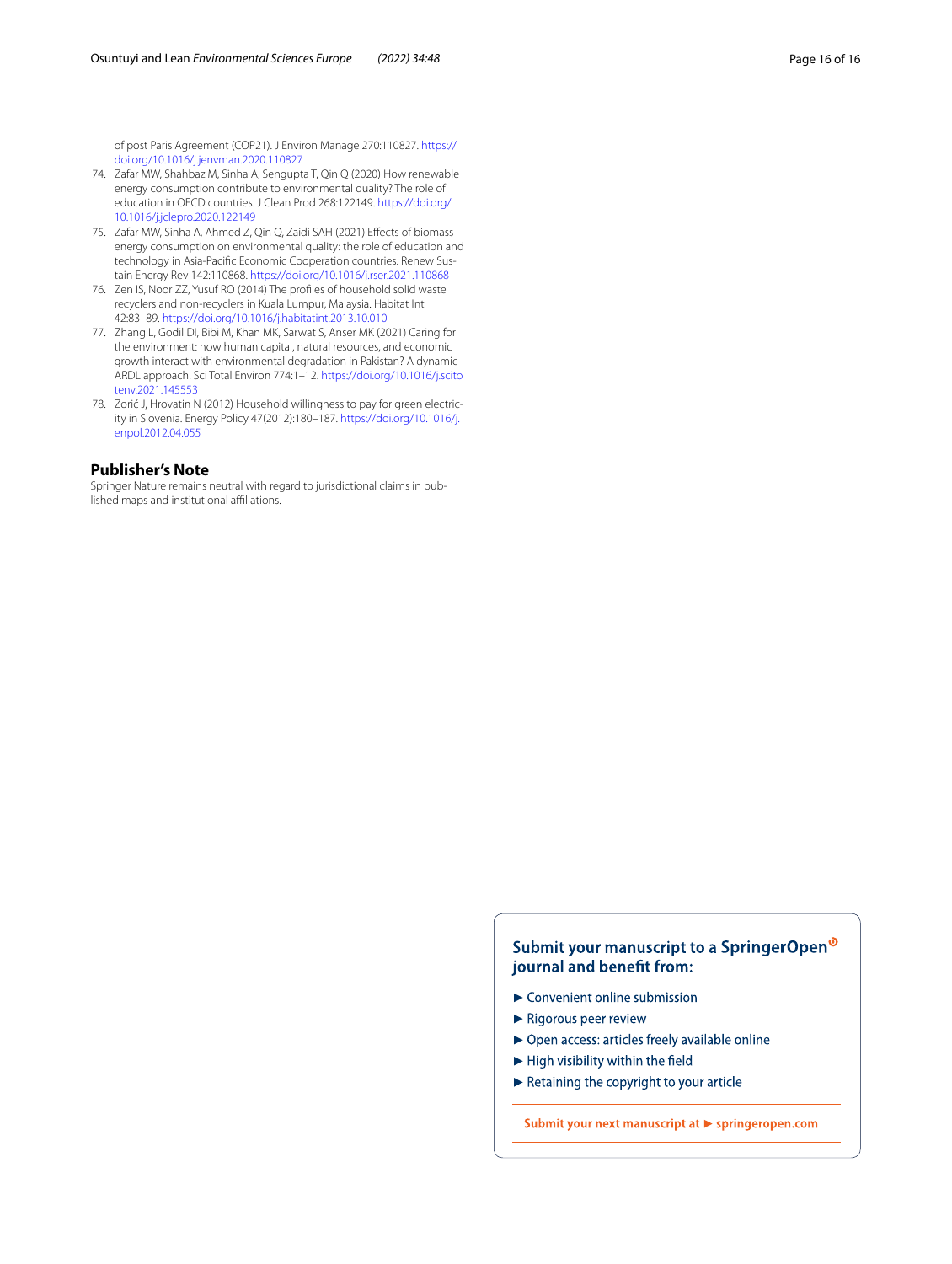of post Paris Agreement (COP21). J Environ Manage 270:110827. https://doi.org/10.1016/j.jenvman.2020.110827

74. Zafar MW, Shahbaz M, Sinha A, Sengupta T, Qin Q (2020) How renewable energy consumption contribute to environmental quality? The role of education in OECD countries. J Clean Prod 268:122149. https://doi.org/10.1016/j.jclepro.2020.122149
75. Zafar MW, Sinha A, Ahmed Z, Qin Q, Zaidi SAH (2021) Effects of biomass energy consumption on environmental quality: the role of education and technology in Asia-Pacific Economic Cooperation countries. Renew Sustain Energy Rev 142:110868. https://doi.org/10.1016/j.rser.2021.110868
76. Zen IS, Noor ZZ, Yusuf RO (2014) The profiles of household solid waste recyclers and non-recyclers in Kuala Lumpur, Malaysia. Habitat Int 42:83–89. https://doi.org/10.1016/j.habitatint.2013.10.010
77. Zhang L, Godil DI, Bibi M, Khan MK, Sarwat S, Anser MK (2021) Caring for the environment: how human capital, natural resources, and economic growth interact with environmental degradation in Pakistan? A dynamic ARDL approach. Sci Total Environ 774:1–12. https://doi.org/10.1016/j.scitotenv.2021.145553
78. Zorić J, Hrovatin N (2012) Household willingness to pay for green electricity in Slovenia. Energy Policy 47(2012):180–187. https://doi.org/10.1016/j.enpol.2012.04.055

## Publisher's Note

Springer Nature remains neutral with regard to jurisdictional claims in published maps and institutional affiliations.

**Submit your manuscript to a SpringerOpen journal and benefit from:**

- ► Convenient online submission
- ► Rigorous peer review
- ► Open access: articles freely available online
- ► High visibility within the field
- ► Retaining the copyright to your article

**Submit your next manuscript at ► springeropen.com**